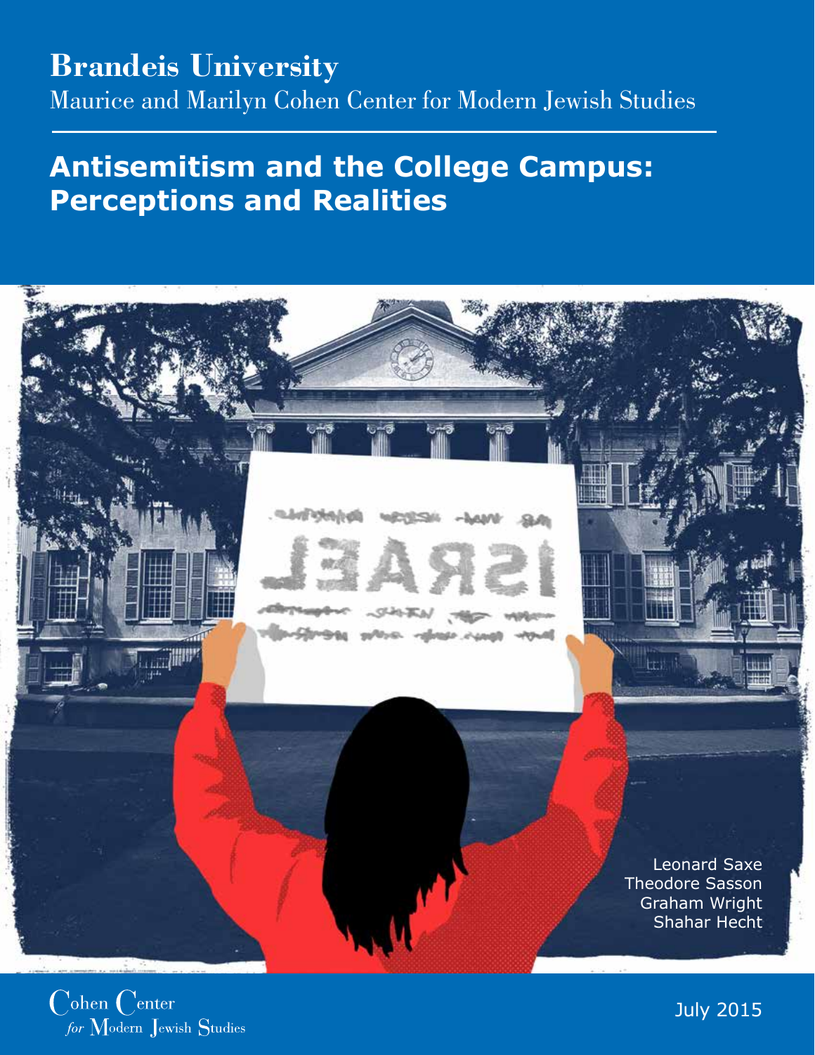**Brandeis University**

Maurice and Marilyn Cohen Center for Modern Jewish Studies

# Antisemitism and the College Campus: Perceptions and Realities

Leonard Saxe
Theodore Sasson
Graham Wright
Shahar Hecht

Cohen Center *for* Modern Jewish Studies

July 2015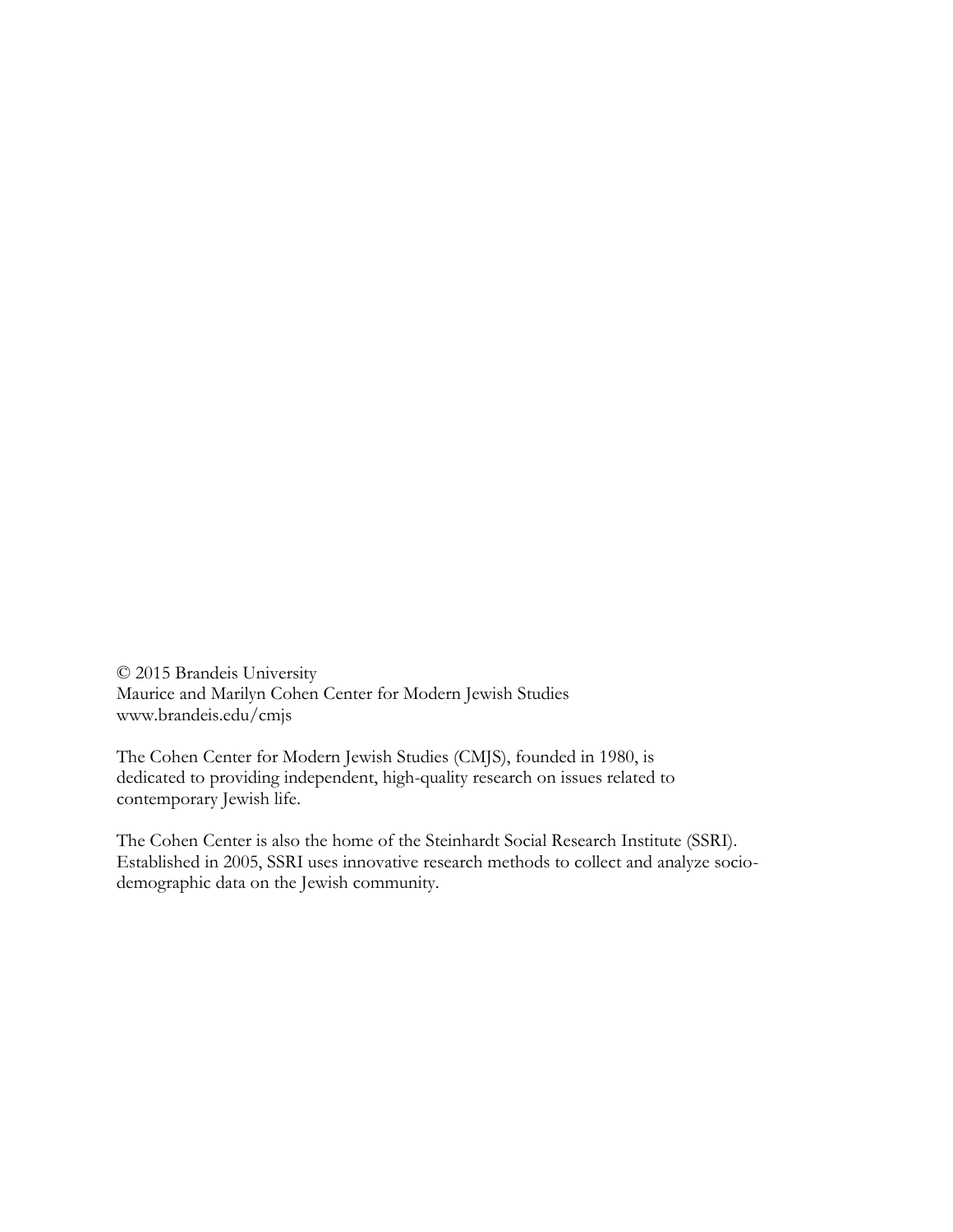© 2015 Brandeis University
Maurice and Marilyn Cohen Center for Modern Jewish Studies
www.brandeis.edu/cmjs

The Cohen Center for Modern Jewish Studies (CMJS), founded in 1980, is dedicated to providing independent, high-quality research on issues related to contemporary Jewish life.

The Cohen Center is also the home of the Steinhardt Social Research Institute (SSRI). Established in 2005, SSRI uses innovative research methods to collect and analyze socio-demographic data on the Jewish community.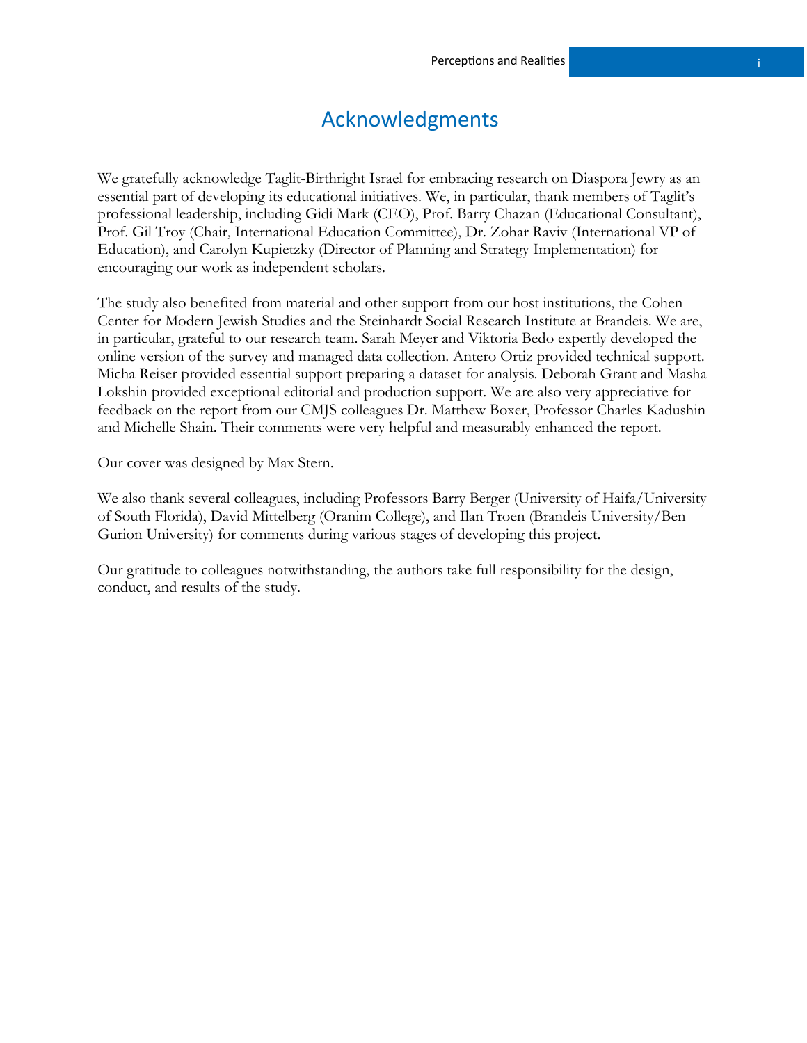# Acknowledgments

We gratefully acknowledge Taglit-Birthright Israel for embracing research on Diaspora Jewry as an essential part of developing its educational initiatives. We, in particular, thank members of Taglit's professional leadership, including Gidi Mark (CEO), Prof. Barry Chazan (Educational Consultant), Prof. Gil Troy (Chair, International Education Committee), Dr. Zohar Raviv (International VP of Education), and Carolyn Kupietzky (Director of Planning and Strategy Implementation) for encouraging our work as independent scholars.

The study also benefited from material and other support from our host institutions, the Cohen Center for Modern Jewish Studies and the Steinhardt Social Research Institute at Brandeis. We are, in particular, grateful to our research team. Sarah Meyer and Viktoria Bedo expertly developed the online version of the survey and managed data collection. Antero Ortiz provided technical support. Micha Reiser provided essential support preparing a dataset for analysis. Deborah Grant and Masha Lokshin provided exceptional editorial and production support. We are also very appreciative for feedback on the report from our CMJS colleagues Dr. Matthew Boxer, Professor Charles Kadushin and Michelle Shain. Their comments were very helpful and measurably enhanced the report.

Our cover was designed by Max Stern.

We also thank several colleagues, including Professors Barry Berger (University of Haifa/University of South Florida), David Mittelberg (Oranim College), and Ilan Troen (Brandeis University/Ben Gurion University) for comments during various stages of developing this project.

Our gratitude to colleagues notwithstanding, the authors take full responsibility for the design, conduct, and results of the study.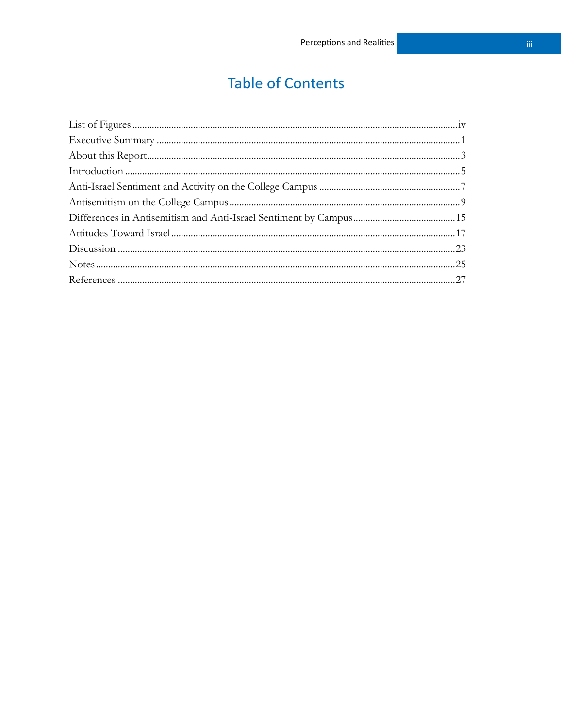# Table of Contents

List of Figures .......... iv
Executive Summary .......... 1
About this Report .......... 3
Introduction .......... 5
Anti-Israel Sentiment and Activity on the College Campus .......... 7
Antisemitism on the College Campus .......... 9
Differences in Antisemitism and Anti-Israel Sentiment by Campus .......... 15
Attitudes Toward Israel .......... 17
Discussion .......... 23
Notes .......... 25
References .......... 27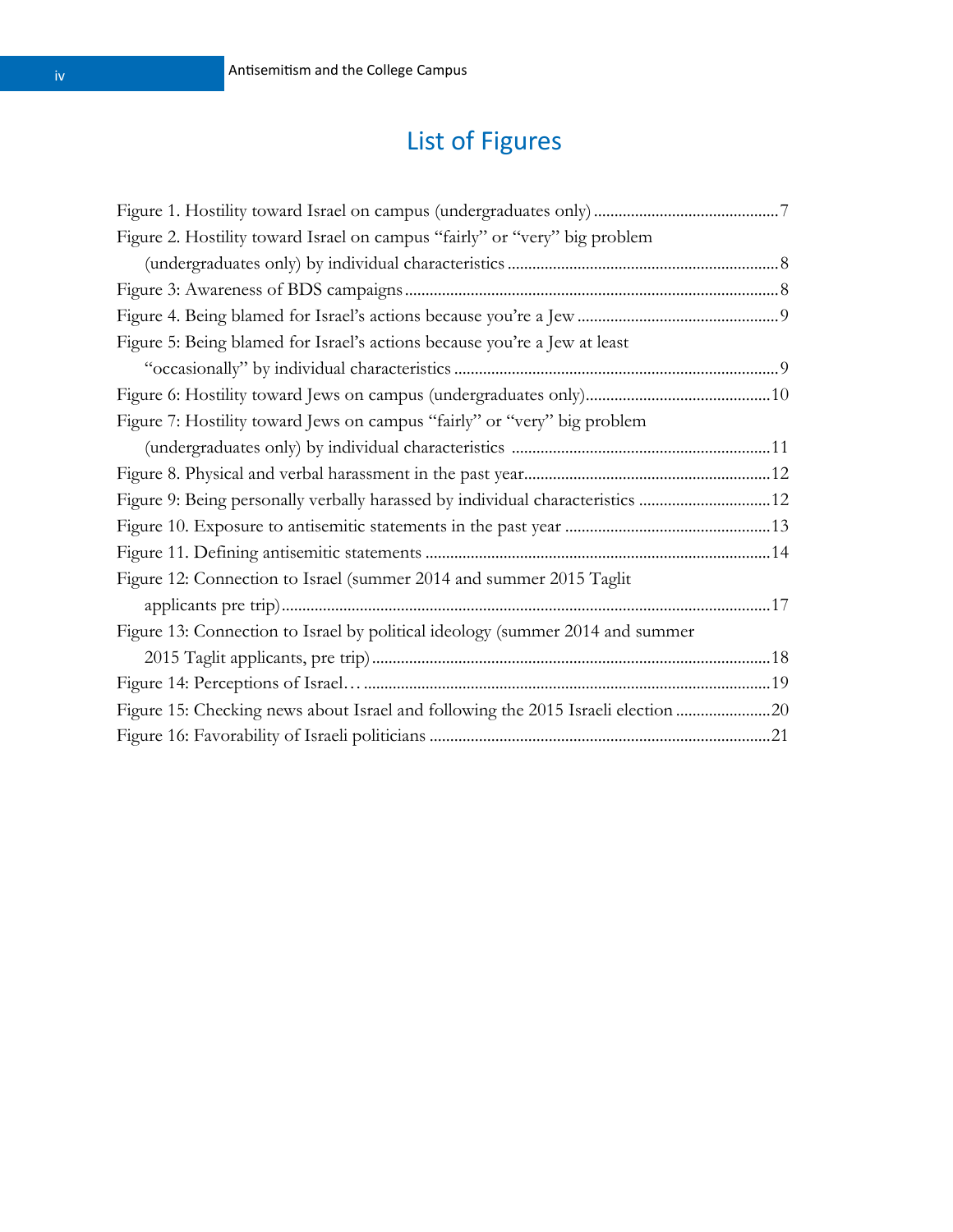# List of Figures

Figure 1. Hostility toward Israel on campus (undergraduates only) ............................................. 7

Figure 2. Hostility toward Israel on campus "fairly" or "very" big problem (undergraduates only) by individual characteristics ................................................................. 8

Figure 3: Awareness of BDS campaigns ......................................................................................... 8

Figure 4. Being blamed for Israel's actions because you're a Jew ................................................. 9

Figure 5: Being blamed for Israel's actions because you're a Jew at least "occasionally" by individual characteristics ............................................................................... 9

Figure 6: Hostility toward Jews on campus (undergraduates only)............................................. 10

Figure 7: Hostility toward Jews on campus "fairly" or "very" big problem (undergraduates only) by individual characteristics .............................................................. 11

Figure 8. Physical and verbal harassment in the past year........................................................... 12

Figure 9: Being personally verbally harassed by individual characteristics ................................ 12

Figure 10. Exposure to antisemitic statements in the past year .................................................. 13

Figure 11. Defining antisemitic statements ................................................................................... 14

Figure 12: Connection to Israel (summer 2014 and summer 2015 Taglit applicants pre trip)........................................................................................................................ 17

Figure 13: Connection to Israel by political ideology (summer 2014 and summer 2015 Taglit applicants, pre trip)............................................................................................. 18

Figure 14: Perceptions of Israel… .................................................................................................. 19

Figure 15: Checking news about Israel and following the 2015 Israeli election ....................... 20

Figure 16: Favorability of Israeli politicians .................................................................................. 21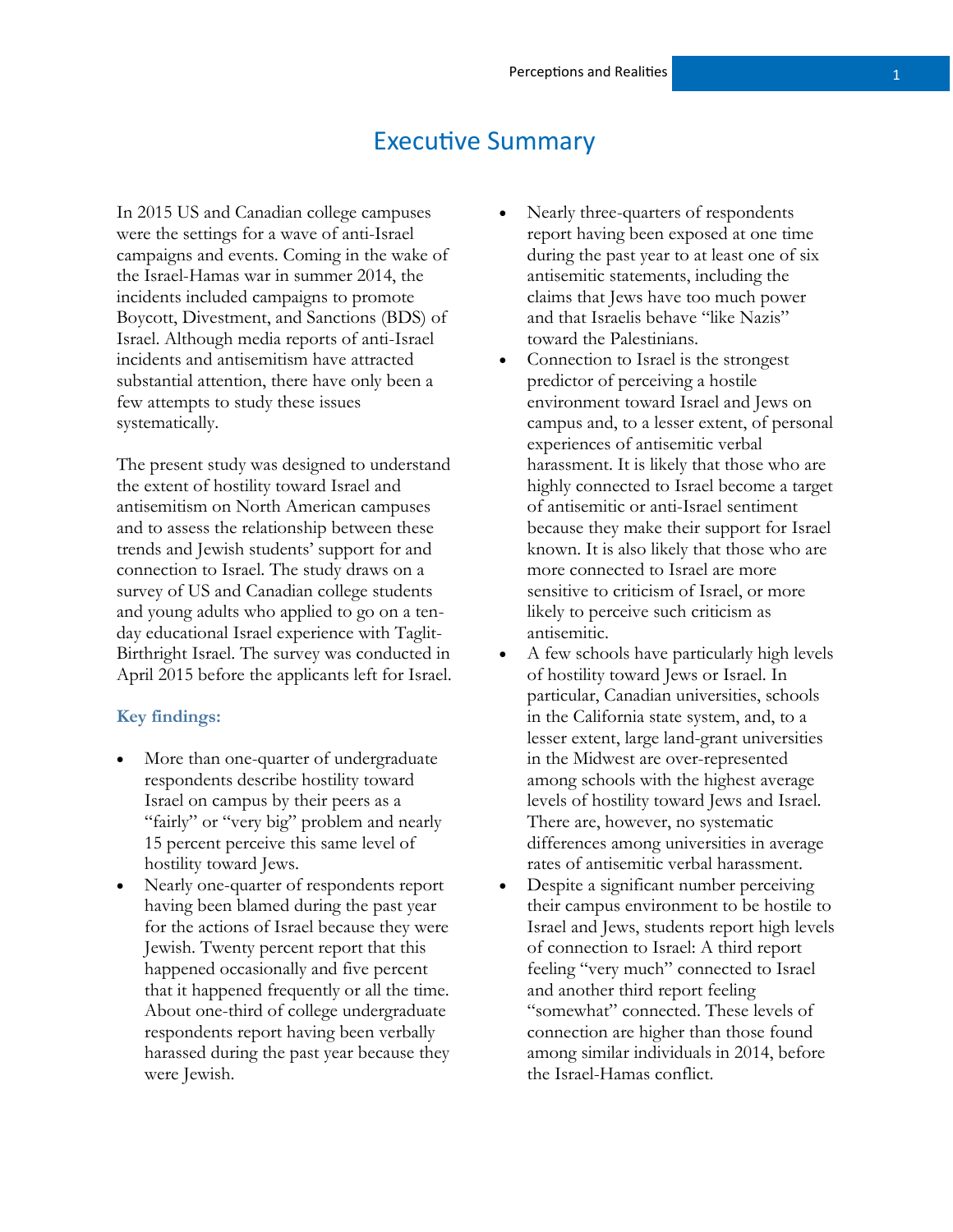# Executive Summary

In 2015 US and Canadian college campuses were the settings for a wave of anti-Israel campaigns and events. Coming in the wake of the Israel-Hamas war in summer 2014, the incidents included campaigns to promote Boycott, Divestment, and Sanctions (BDS) of Israel. Although media reports of anti-Israel incidents and antisemitism have attracted substantial attention, there have only been a few attempts to study these issues systematically.

The present study was designed to understand the extent of hostility toward Israel and antisemitism on North American campuses and to assess the relationship between these trends and Jewish students' support for and connection to Israel. The study draws on a survey of US and Canadian college students and young adults who applied to go on a ten-day educational Israel experience with Taglit-Birthright Israel. The survey was conducted in April 2015 before the applicants left for Israel.

**Key findings:**

- More than one-quarter of undergraduate respondents describe hostility toward Israel on campus by their peers as a "fairly" or "very big" problem and nearly 15 percent perceive this same level of hostility toward Jews.
- Nearly one-quarter of respondents report having been blamed during the past year for the actions of Israel because they were Jewish. Twenty percent report that this happened occasionally and five percent that it happened frequently or all the time. About one-third of college undergraduate respondents report having been verbally harassed during the past year because they were Jewish.
- Nearly three-quarters of respondents report having been exposed at one time during the past year to at least one of six antisemitic statements, including the claims that Jews have too much power and that Israelis behave "like Nazis" toward the Palestinians.
- Connection to Israel is the strongest predictor of perceiving a hostile environment toward Israel and Jews on campus and, to a lesser extent, of personal experiences of antisemitic verbal harassment. It is likely that those who are highly connected to Israel become a target of antisemitic or anti-Israel sentiment because they make their support for Israel known. It is also likely that those who are more connected to Israel are more sensitive to criticism of Israel, or more likely to perceive such criticism as antisemitic.
- A few schools have particularly high levels of hostility toward Jews or Israel. In particular, Canadian universities, schools in the California state system, and, to a lesser extent, large land-grant universities in the Midwest are over-represented among schools with the highest average levels of hostility toward Jews and Israel. There are, however, no systematic differences among universities in average rates of antisemitic verbal harassment.
- Despite a significant number perceiving their campus environment to be hostile to Israel and Jews, students report high levels of connection to Israel: A third report feeling "very much" connected to Israel and another third report feeling "somewhat" connected. These levels of connection are higher than those found among similar individuals in 2014, before the Israel-Hamas conflict.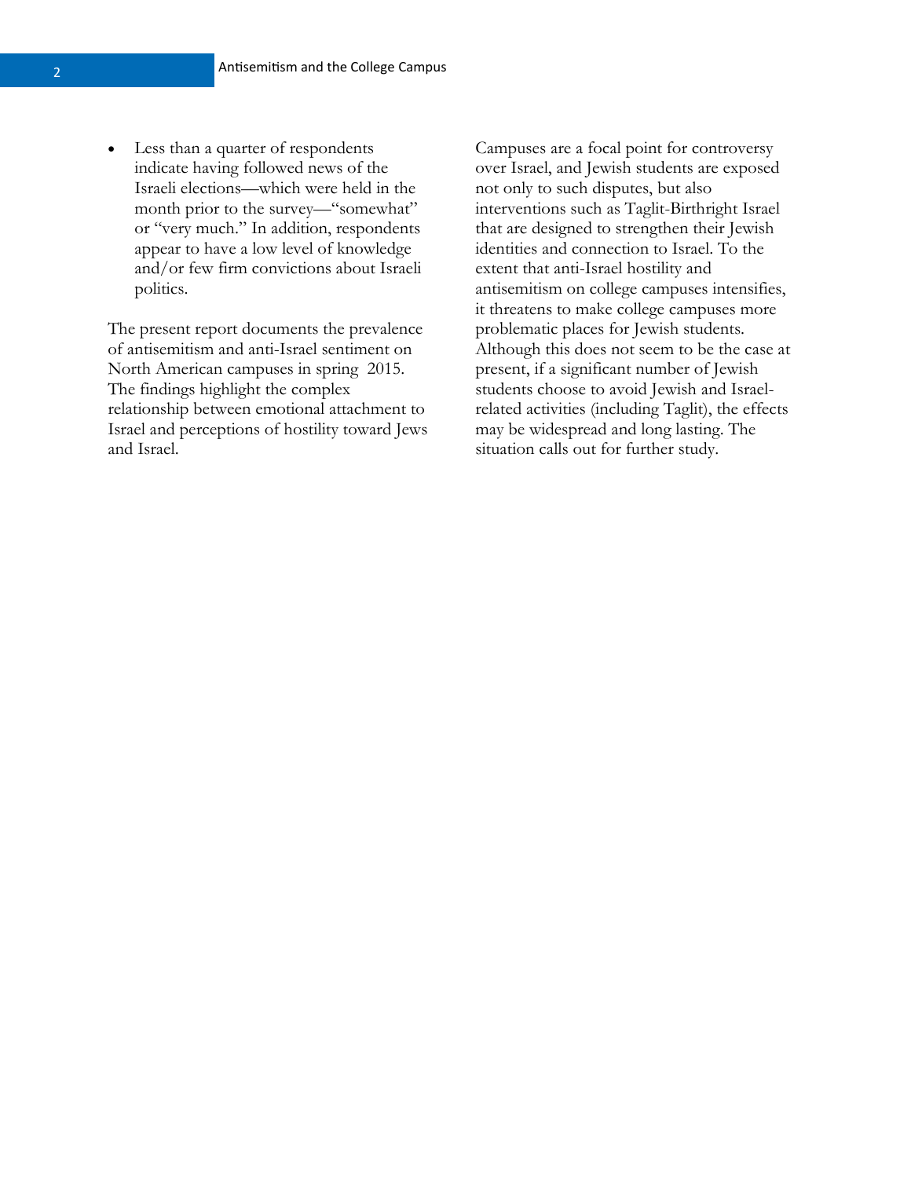- Less than a quarter of respondents indicate having followed news of the Israeli elections—which were held in the month prior to the survey—"somewhat" or "very much." In addition, respondents appear to have a low level of knowledge and/or few firm convictions about Israeli politics.

The present report documents the prevalence of antisemitism and anti-Israel sentiment on North American campuses in spring 2015. The findings highlight the complex relationship between emotional attachment to Israel and perceptions of hostility toward Jews and Israel.

Campuses are a focal point for controversy over Israel, and Jewish students are exposed not only to such disputes, but also interventions such as Taglit-Birthright Israel that are designed to strengthen their Jewish identities and connection to Israel. To the extent that anti-Israel hostility and antisemitism on college campuses intensifies, it threatens to make college campuses more problematic places for Jewish students. Although this does not seem to be the case at present, if a significant number of Jewish students choose to avoid Jewish and Israel-related activities (including Taglit), the effects may be widespread and long lasting. The situation calls out for further study.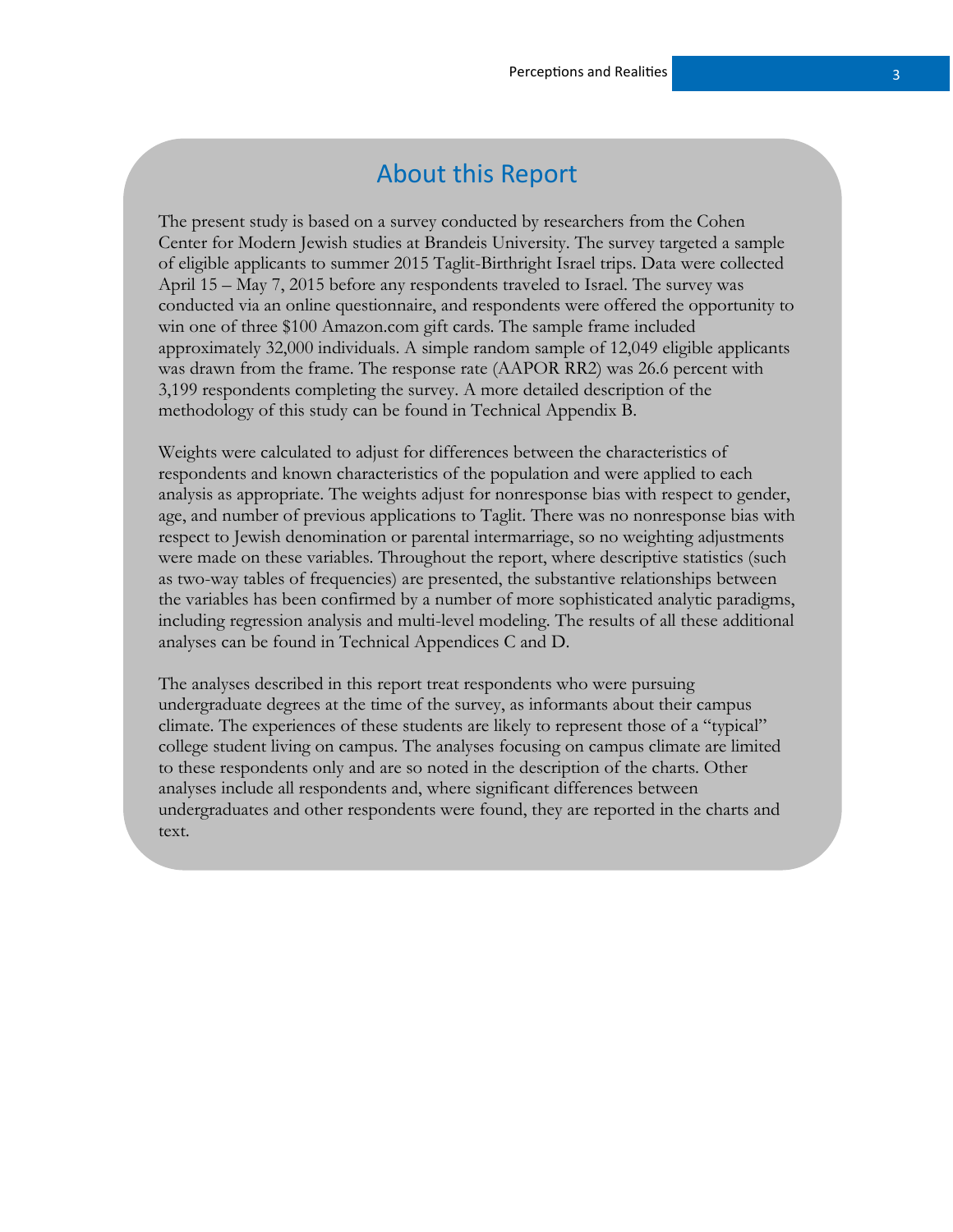## About this Report

The present study is based on a survey conducted by researchers from the Cohen Center for Modern Jewish studies at Brandeis University. The survey targeted a sample of eligible applicants to summer 2015 Taglit-Birthright Israel trips. Data were collected April 15 – May 7, 2015 before any respondents traveled to Israel. The survey was conducted via an online questionnaire, and respondents were offered the opportunity to win one of three $100 Amazon.com gift cards. The sample frame included approximately 32,000 individuals. A simple random sample of 12,049 eligible applicants was drawn from the frame. The response rate (AAPOR RR2) was 26.6 percent with 3,199 respondents completing the survey. A more detailed description of the methodology of this study can be found in Technical Appendix B.

Weights were calculated to adjust for differences between the characteristics of respondents and known characteristics of the population and were applied to each analysis as appropriate. The weights adjust for nonresponse bias with respect to gender, age, and number of previous applications to Taglit. There was no nonresponse bias with respect to Jewish denomination or parental intermarriage, so no weighting adjustments were made on these variables. Throughout the report, where descriptive statistics (such as two-way tables of frequencies) are presented, the substantive relationships between the variables has been confirmed by a number of more sophisticated analytic paradigms, including regression analysis and multi-level modeling. The results of all these additional analyses can be found in Technical Appendices C and D.

The analyses described in this report treat respondents who were pursuing undergraduate degrees at the time of the survey, as informants about their campus climate. The experiences of these students are likely to represent those of a "typical" college student living on campus. The analyses focusing on campus climate are limited to these respondents only and are so noted in the description of the charts. Other analyses include all respondents and, where significant differences between undergraduates and other respondents were found, they are reported in the charts and text.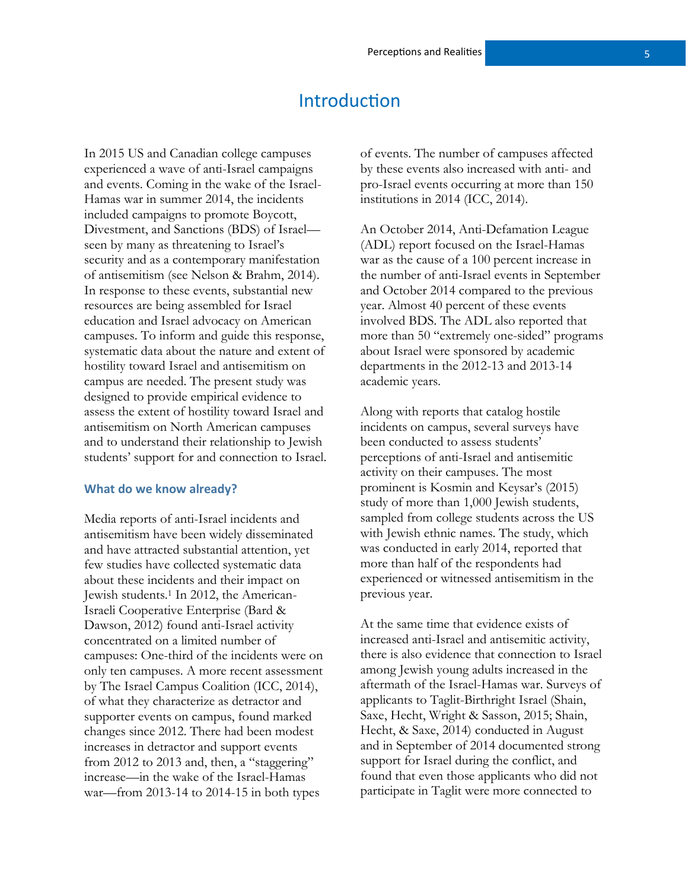# Introduction

In 2015 US and Canadian college campuses experienced a wave of anti-Israel campaigns and events. Coming in the wake of the Israel-Hamas war in summer 2014, the incidents included campaigns to promote Boycott, Divestment, and Sanctions (BDS) of Israel—seen by many as threatening to Israel's security and as a contemporary manifestation of antisemitism (see Nelson & Brahm, 2014). In response to these events, substantial new resources are being assembled for Israel education and Israel advocacy on American campuses. To inform and guide this response, systematic data about the nature and extent of hostility toward Israel and antisemitism on campus are needed. The present study was designed to provide empirical evidence to assess the extent of hostility toward Israel and antisemitism on North American campuses and to understand their relationship to Jewish students' support for and connection to Israel.

## What do we know already?

Media reports of anti-Israel incidents and antisemitism have been widely disseminated and have attracted substantial attention, yet few studies have collected systematic data about these incidents and their impact on Jewish students.[1] In 2012, the American-Israeli Cooperative Enterprise (Bard & Dawson, 2012) found anti-Israel activity concentrated on a limited number of campuses: One-third of the incidents were on only ten campuses. A more recent assessment by The Israel Campus Coalition (ICC, 2014), of what they characterize as detractor and supporter events on campus, found marked changes since 2012. There had been modest increases in detractor and support events from 2012 to 2013 and, then, a "staggering" increase—in the wake of the Israel-Hamas war—from 2013-14 to 2014-15 in both types of events. The number of campuses affected by these events also increased with anti- and pro-Israel events occurring at more than 150 institutions in 2014 (ICC, 2014).

An October 2014, Anti-Defamation League (ADL) report focused on the Israel-Hamas war as the cause of a 100 percent increase in the number of anti-Israel events in September and October 2014 compared to the previous year. Almost 40 percent of these events involved BDS. The ADL also reported that more than 50 "extremely one-sided" programs about Israel were sponsored by academic departments in the 2012-13 and 2013-14 academic years.

Along with reports that catalog hostile incidents on campus, several surveys have been conducted to assess students' perceptions of anti-Israel and antisemitic activity on their campuses. The most prominent is Kosmin and Keysar's (2015) study of more than 1,000 Jewish students, sampled from college students across the US with Jewish ethnic names. The study, which was conducted in early 2014, reported that more than half of the respondents had experienced or witnessed antisemitism in the previous year.

At the same time that evidence exists of increased anti-Israel and antisemitic activity, there is also evidence that connection to Israel among Jewish young adults increased in the aftermath of the Israel-Hamas war. Surveys of applicants to Taglit-Birthright Israel (Shain, Saxe, Hecht, Wright & Sasson, 2015; Shain, Hecht, & Saxe, 2014) conducted in August and in September of 2014 documented strong support for Israel during the conflict, and found that even those applicants who did not participate in Taglit were more connected to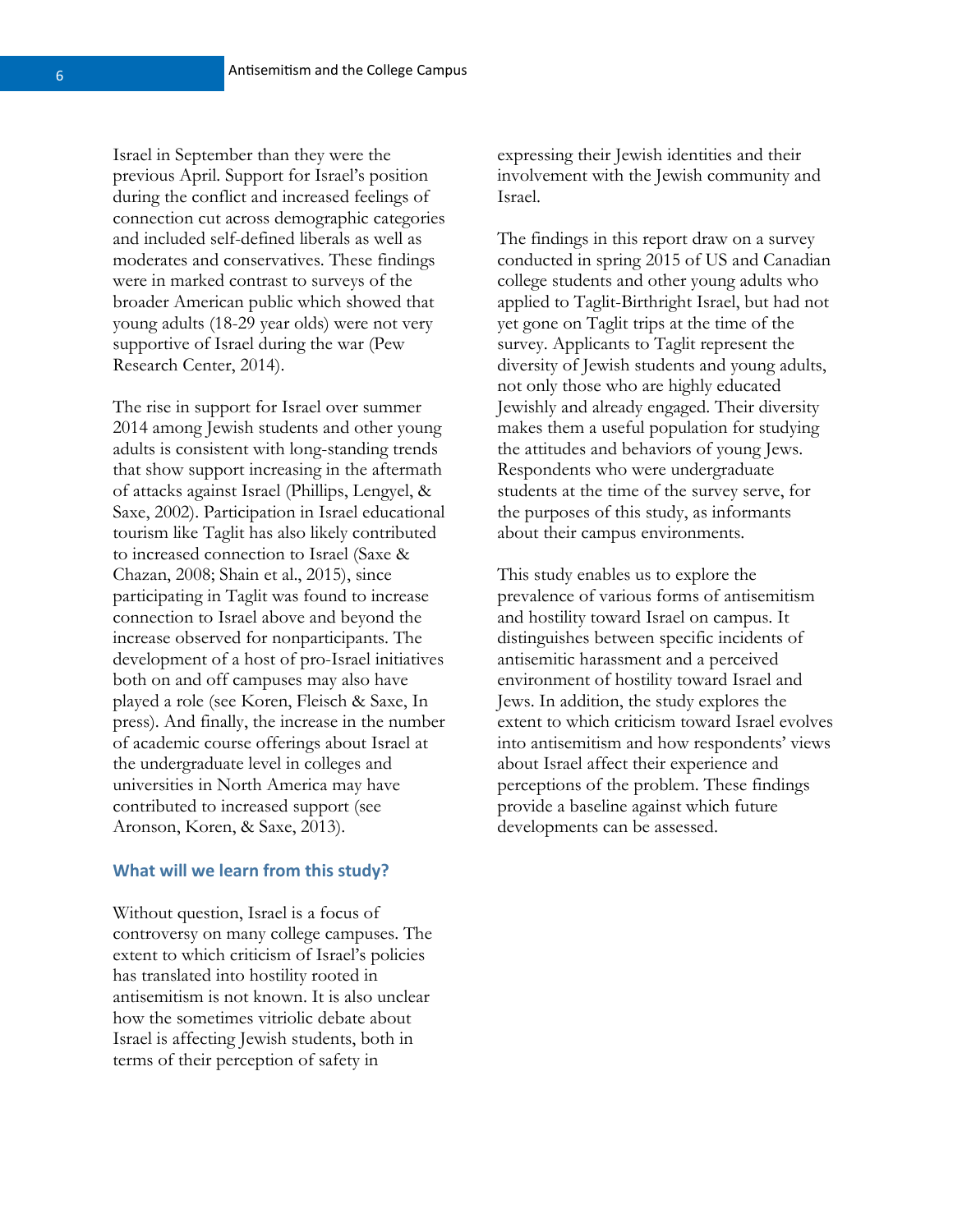Israel in September than they were the previous April. Support for Israel's position during the conflict and increased feelings of connection cut across demographic categories and included self-defined liberals as well as moderates and conservatives. These findings were in marked contrast to surveys of the broader American public which showed that young adults (18-29 year olds) were not very supportive of Israel during the war (Pew Research Center, 2014).

The rise in support for Israel over summer 2014 among Jewish students and other young adults is consistent with long-standing trends that show support increasing in the aftermath of attacks against Israel (Phillips, Lengyel, & Saxe, 2002). Participation in Israel educational tourism like Taglit has also likely contributed to increased connection to Israel (Saxe & Chazan, 2008; Shain et al., 2015), since participating in Taglit was found to increase connection to Israel above and beyond the increase observed for nonparticipants. The development of a host of pro-Israel initiatives both on and off campuses may also have played a role (see Koren, Fleisch & Saxe, In press). And finally, the increase in the number of academic course offerings about Israel at the undergraduate level in colleges and universities in North America may have contributed to increased support (see Aronson, Koren, & Saxe, 2013).

### What will we learn from this study?

Without question, Israel is a focus of controversy on many college campuses. The extent to which criticism of Israel's policies has translated into hostility rooted in antisemitism is not known. It is also unclear how the sometimes vitriolic debate about Israel is affecting Jewish students, both in terms of their perception of safety in expressing their Jewish identities and their involvement with the Jewish community and Israel.

The findings in this report draw on a survey conducted in spring 2015 of US and Canadian college students and other young adults who applied to Taglit-Birthright Israel, but had not yet gone on Taglit trips at the time of the survey. Applicants to Taglit represent the diversity of Jewish students and young adults, not only those who are highly educated Jewishly and already engaged. Their diversity makes them a useful population for studying the attitudes and behaviors of young Jews. Respondents who were undergraduate students at the time of the survey serve, for the purposes of this study, as informants about their campus environments.

This study enables us to explore the prevalence of various forms of antisemitism and hostility toward Israel on campus. It distinguishes between specific incidents of antisemitic harassment and a perceived environment of hostility toward Israel and Jews. In addition, the study explores the extent to which criticism toward Israel evolves into antisemitism and how respondents' views about Israel affect their experience and perceptions of the problem. These findings provide a baseline against which future developments can be assessed.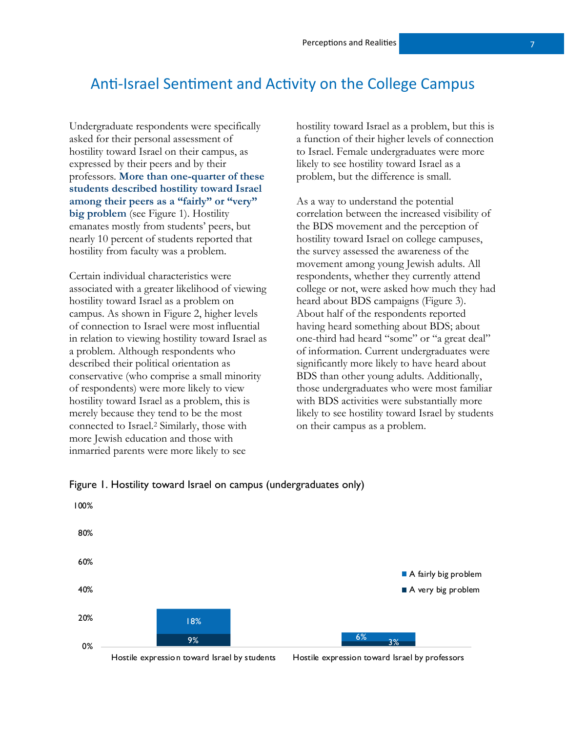## Anti-Israel Sentiment and Activity on the College Campus

Undergraduate respondents were specifically asked for their personal assessment of hostility toward Israel on their campus, as expressed by their peers and by their professors. **More than one-quarter of these students described hostility toward Israel among their peers as a "fairly" or "very" big problem** (see Figure 1). Hostility emanates mostly from students' peers, but nearly 10 percent of students reported that hostility from faculty was a problem.

Certain individual characteristics were associated with a greater likelihood of viewing hostility toward Israel as a problem on campus. As shown in Figure 2, higher levels of connection to Israel were most influential in relation to viewing hostility toward Israel as a problem. Although respondents who described their political orientation as conservative (who comprise a small minority of respondents) were more likely to view hostility toward Israel as a problem, this is merely because they tend to be the most connected to Israel.[2] Similarly, those with more Jewish education and those with inmarried parents were more likely to see hostility toward Israel as a problem, but this is a function of their higher levels of connection to Israel. Female undergraduates were more likely to see hostility toward Israel as a problem, but the difference is small.

As a way to understand the potential correlation between the increased visibility of the BDS movement and the perception of hostility toward Israel on college campuses, the survey assessed the awareness of the movement among young Jewish adults. All respondents, whether they currently attend college or not, were asked how much they had heard about BDS campaigns (Figure 3). About half of the respondents reported having heard something about BDS; about one-third had heard "some" or "a great deal" of information. Current undergraduates were significantly more likely to have heard about BDS than other young adults. Additionally, those undergraduates who were most familiar with BDS activities were substantially more likely to see hostility toward Israel by students on their campus as a problem.

Figure 1. Hostility toward Israel on campus (undergraduates only)

| | A very big problem | A fairly big problem |
|---|---|---|
| Hostile expression toward Israel by students | 9% | 18% |
| Hostile expression toward Israel by professors | 3% | 6% |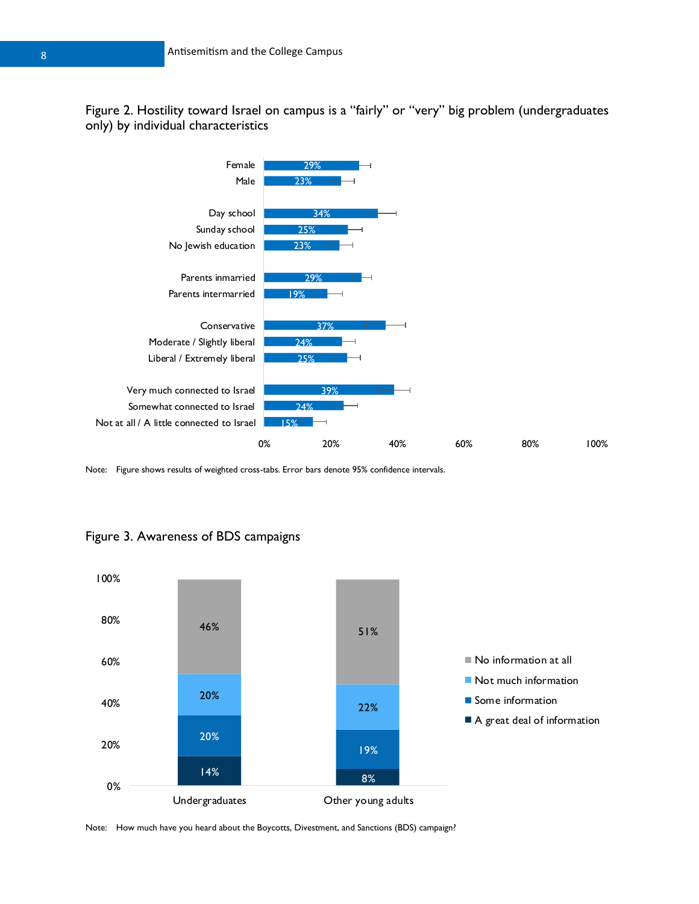Figure 2. Hostility toward Israel on campus is a "fairly" or "very" big problem (undergraduates only) by individual characteristics

| Characteristic | Percent |
|---|---|
| Female | 29% |
| Male | 23% |
| Day school | 34% |
| Sunday school | 25% |
| No Jewish education | 23% |
| Parents inmarried | 29% |
| Parents intermarried | 19% |
| Conservative | 37% |
| Moderate / Slightly liberal | 24% |
| Liberal / Extremely liberal | 25% |
| Very much connected to Israel | 39% |
| Somewhat connected to Israel | 24% |
| Not at all / A little connected to Israel | 15% |

Note: Figure shows results of weighted cross-tabs. Error bars denote 95% confidence intervals.

Figure 3. Awareness of BDS campaigns

| | Undergraduates | Other young adults |
|---|---|---|
| No information at all | 46% | 51% |
| Not much information | 20% | 22% |
| Some information | 20% | 19% |
| A great deal of information | 14% | 8% |

Note: How much have you heard about the Boycotts, Divestment, and Sanctions (BDS) campaign?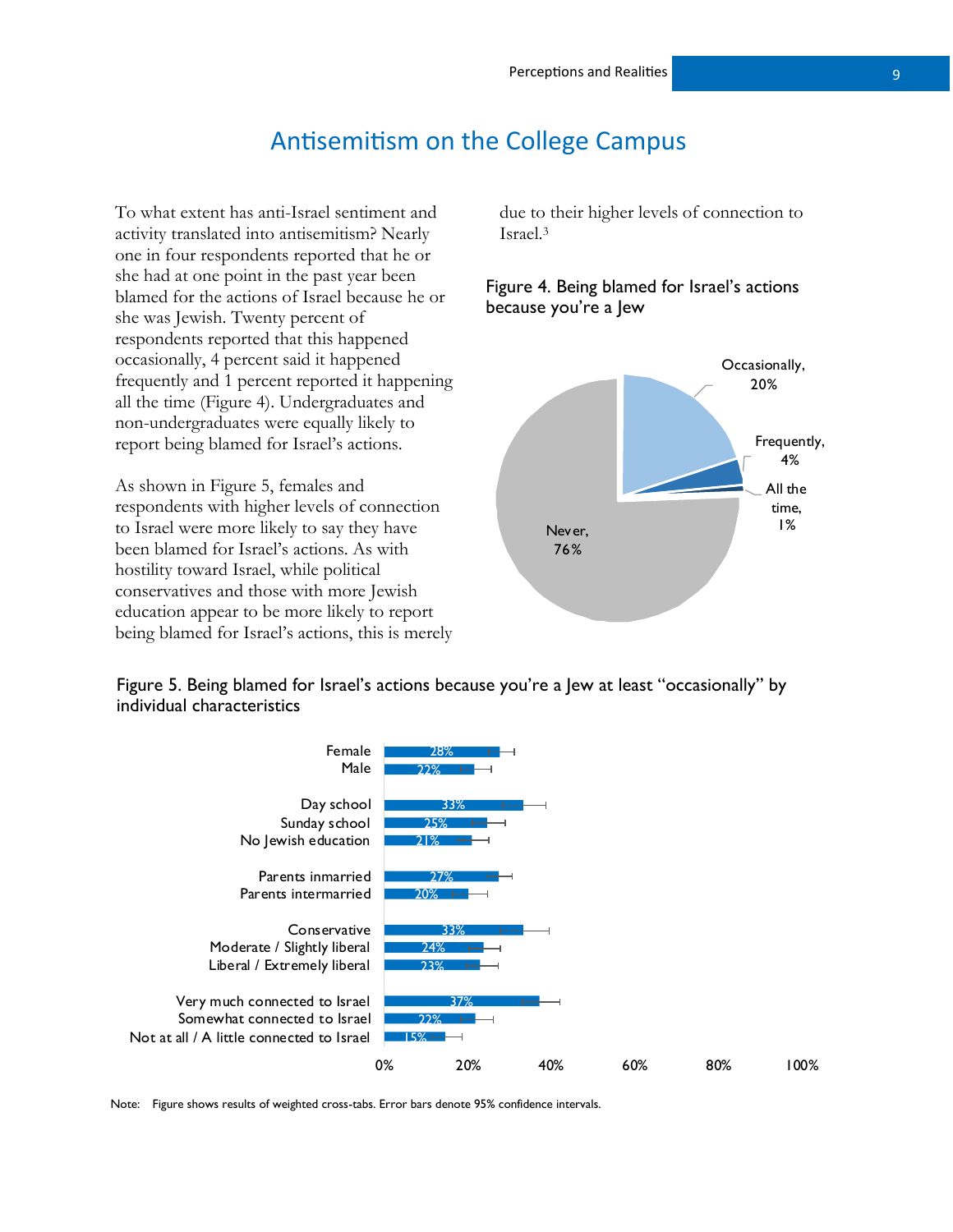# Antisemitism on the College Campus

To what extent has anti-Israel sentiment and activity translated into antisemitism? Nearly one in four respondents reported that he or she had at one point in the past year been blamed for the actions of Israel because he or she was Jewish. Twenty percent of respondents reported that this happened occasionally, 4 percent said it happened frequently and 1 percent reported it happening all the time (Figure 4). Undergraduates and non-undergraduates were equally likely to report being blamed for Israel's actions.

As shown in Figure 5, females and respondents with higher levels of connection to Israel were more likely to say they have been blamed for Israel's actions. As with hostility toward Israel, while political conservatives and those with more Jewish education appear to be more likely to report being blamed for Israel's actions, this is merely due to their higher levels of connection to Israel.[3]

Figure 4. Being blamed for Israel's actions because you're a Jew

| Response | Percent |
|---|---|
| Never | 76% |
| Occasionally | 20% |
| Frequently | 4% |
| All the time | 1% |

Figure 5. Being blamed for Israel's actions because you're a Jew at least "occasionally" by individual characteristics

| Characteristic | Percent |
|---|---|
| Female | 28% |
| Male | 22% |
| Day school | 33% |
| Sunday school | 25% |
| No Jewish education | 21% |
| Parents inmarried | 27% |
| Parents intermarried | 20% |
| Conservative | 33% |
| Moderate / Slightly liberal | 24% |
| Liberal / Extremely liberal | 23% |
| Very much connected to Israel | 37% |
| Somewhat connected to Israel | 22% |
| Not at all / A little connected to Israel | 15% |

Note: Figure shows results of weighted cross-tabs. Error bars denote 95% confidence intervals.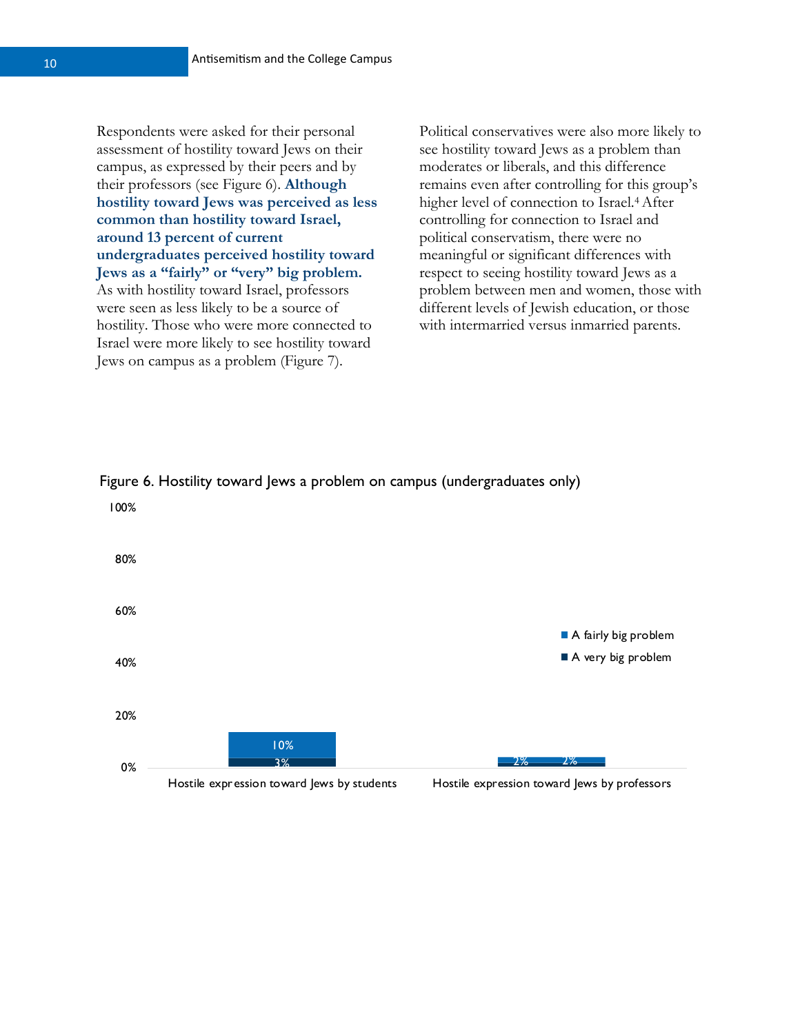Respondents were asked for their personal assessment of hostility toward Jews on their campus, as expressed by their peers and by their professors (see Figure 6). **Although hostility toward Jews was perceived as less common than hostility toward Israel, around 13 percent of current undergraduates perceived hostility toward Jews as a "fairly" or "very" big problem.** As with hostility toward Israel, professors were seen as less likely to be a source of hostility. Those who were more connected to Israel were more likely to see hostility toward Jews on campus as a problem (Figure 7).

Political conservatives were also more likely to see hostility toward Jews as a problem than moderates or liberals, and this difference remains even after controlling for this group's higher level of connection to Israel.[4] After controlling for connection to Israel and political conservatism, there were no meaningful or significant differences with respect to seeing hostility toward Jews as a problem between men and women, those with different levels of Jewish education, or those with intermarried versus inmarried parents.

Figure 6. Hostility toward Jews a problem on campus (undergraduates only)

| | A very big problem | A fairly big problem |
|---|---|---|
| Hostile expression toward Jews by students | 3% | 10% |
| Hostile expression toward Jews by professors | 2% | 2% |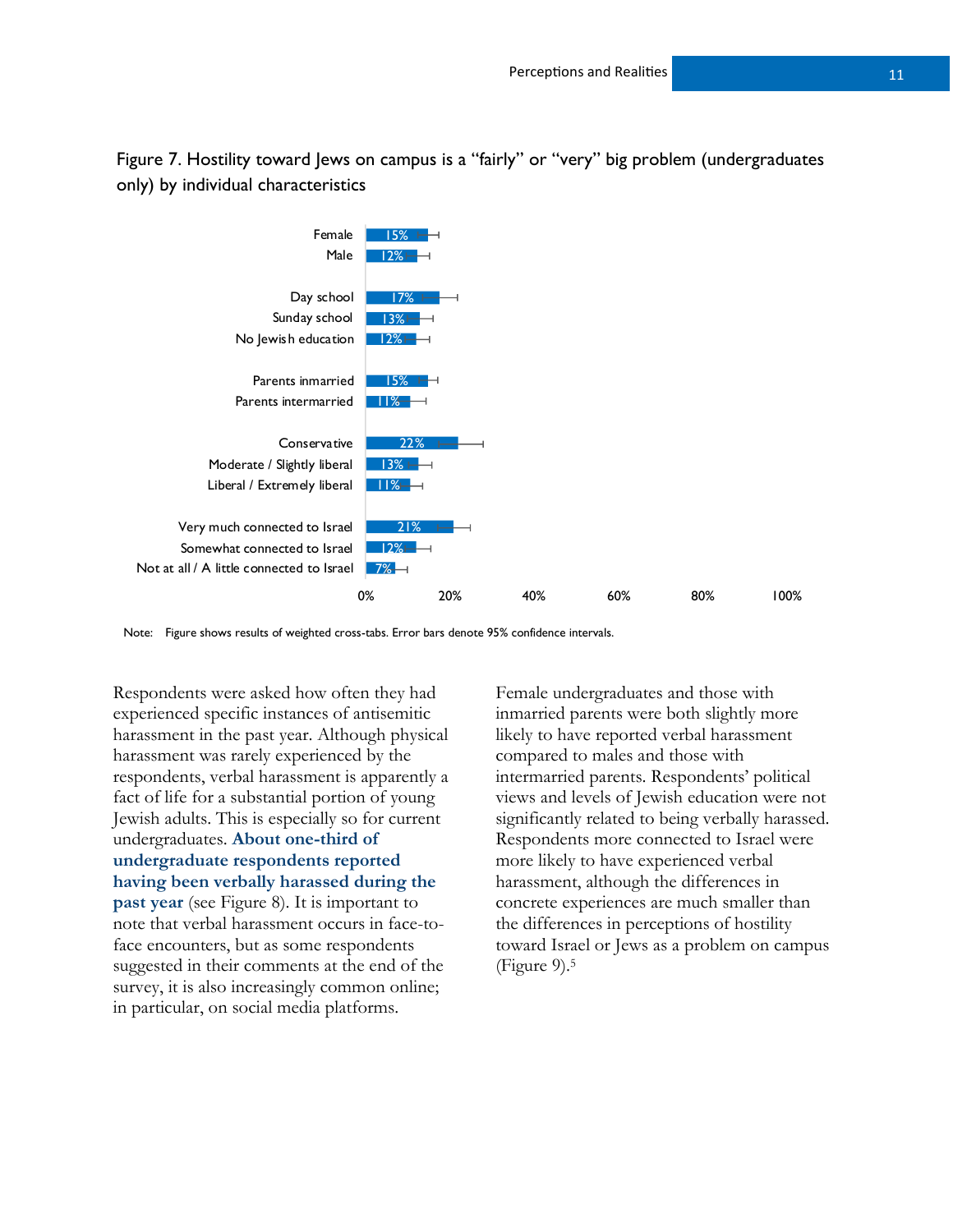Figure 7. Hostility toward Jews on campus is a "fairly" or "very" big problem (undergraduates only) by individual characteristics

| Characteristic | Percent |
|---|---|
| Female | 15% |
| Male | 12% |
| Day school | 17% |
| Sunday school | 13% |
| No Jewish education | 12% |
| Parents inmarried | 15% |
| Parents intermarried | 11% |
| Conservative | 22% |
| Moderate / Slightly liberal | 13% |
| Liberal / Extremely liberal | 11% |
| Very much connected to Israel | 21% |
| Somewhat connected to Israel | 12% |
| Not at all / A little connected to Israel | 7% |

Note: Figure shows results of weighted cross-tabs. Error bars denote 95% confidence intervals.

Respondents were asked how often they had experienced specific instances of antisemitic harassment in the past year. Although physical harassment was rarely experienced by the respondents, verbal harassment is apparently a fact of life for a substantial portion of young Jewish adults. This is especially so for current undergraduates. **About one-third of undergraduate respondents reported having been verbally harassed during the past year** (see Figure 8). It is important to note that verbal harassment occurs in face-to-face encounters, but as some respondents suggested in their comments at the end of the survey, it is also increasingly common online; in particular, on social media platforms.

Female undergraduates and those with inmarried parents were both slightly more likely to have reported verbal harassment compared to males and those with intermarried parents. Respondents' political views and levels of Jewish education were not significantly related to being verbally harassed. Respondents more connected to Israel were more likely to have experienced verbal harassment, although the differences in concrete experiences are much smaller than the differences in perceptions of hostility toward Israel or Jews as a problem on campus (Figure 9).[5]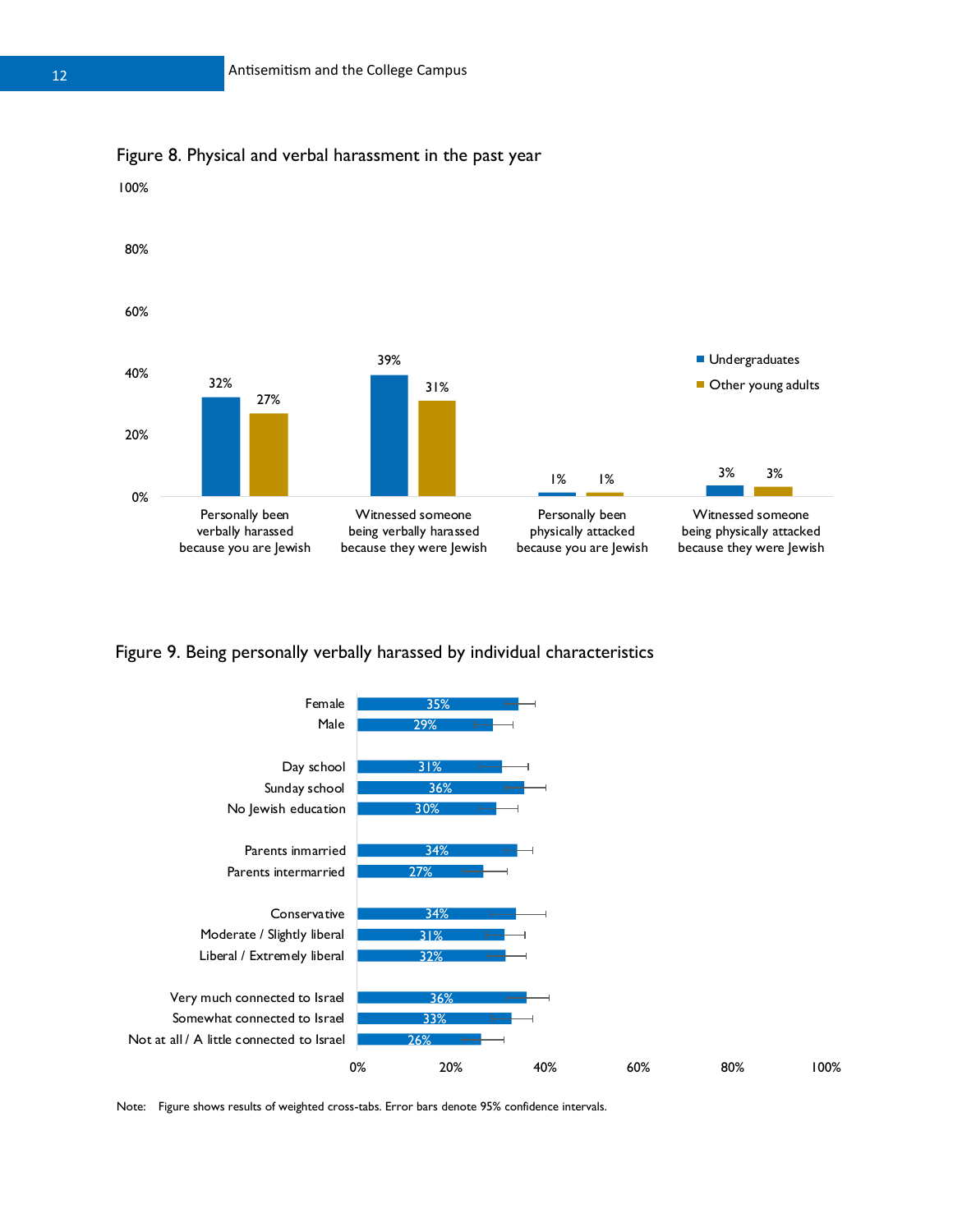Figure 8. Physical and verbal harassment in the past year

| | Undergraduates | Other young adults |
|---|---|---|
| Personally been verbally harassed because you are Jewish | 32% | 27% |
| Witnessed someone being verbally harassed because they were Jewish | 39% | 31% |
| Personally been physically attacked because you are Jewish | 1% | 1% |
| Witnessed someone being physically attacked because they were Jewish | 3% | 3% |

Figure 9. Being personally verbally harassed by individual characteristics

| Characteristic | Percent |
|---|---|
| Female | 35% |
| Male | 29% |
| Day school | 31% |
| Sunday school | 36% |
| No Jewish education | 30% |
| Parents inmarried | 34% |
| Parents intermarried | 27% |
| Conservative | 34% |
| Moderate / Slightly liberal | 31% |
| Liberal / Extremely liberal | 32% |
| Very much connected to Israel | 36% |
| Somewhat connected to Israel | 33% |
| Not at all / A little connected to Israel | 26% |

Note: Figure shows results of weighted cross-tabs. Error bars denote 95% confidence intervals.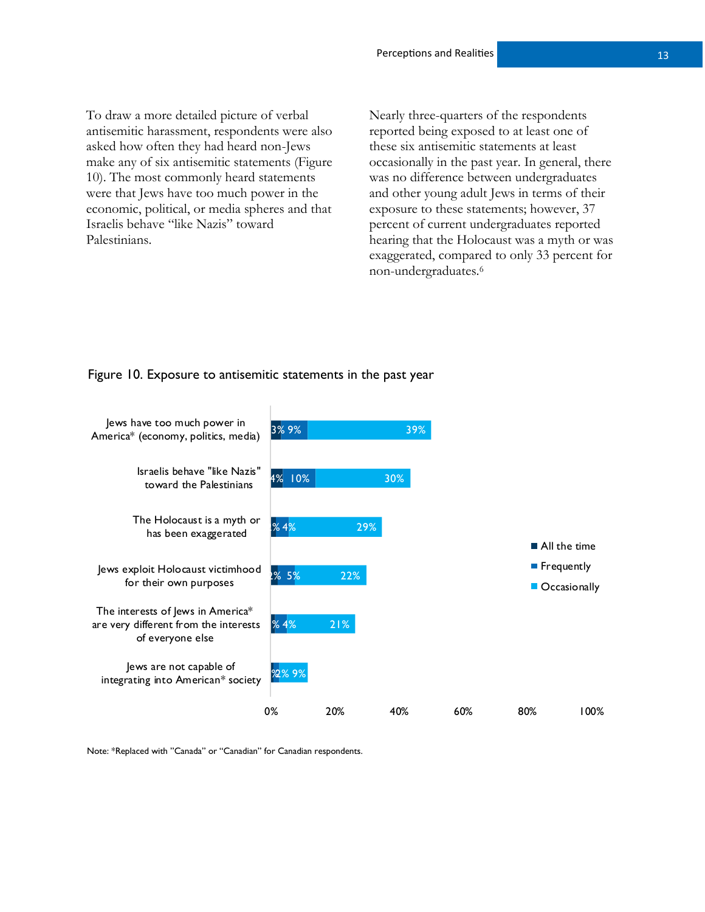To draw a more detailed picture of verbal antisemitic harassment, respondents were also asked how often they had heard non-Jews make any of six antisemitic statements (Figure 10). The most commonly heard statements were that Jews have too much power in the economic, political, or media spheres and that Israelis behave "like Nazis" toward Palestinians.

Nearly three-quarters of the respondents reported being exposed to at least one of these six antisemitic statements at least occasionally in the past year. In general, there was no difference between undergraduates and other young adult Jews in terms of their exposure to these statements; however, 37 percent of current undergraduates reported hearing that the Holocaust was a myth or was exaggerated, compared to only 33 percent for non-undergraduates.[6]

Figure 10. Exposure to antisemitic statements in the past year

| Statement | All the time | Frequently | Occasionally |
|---|---|---|---|
| Jews have too much power in America* (economy, politics, media) | 3% | 9% | 39% |
| Israelis behave "like Nazis" toward the Palestinians | 4% | 10% | 30% |
| The Holocaust is a myth or has been exaggerated | 2% | 4% | 29% |
| Jews exploit Holocaust victimhood for their own purposes | 2% | 5% | 22% |
| The interests of Jews in America* are very different from the interests of everyone else | 1% | 4% | 21% |
| Jews are not capable of integrating into American* society | 1% | 2% | 9% |

Note: *Replaced with "Canada" or "Canadian" for Canadian respondents.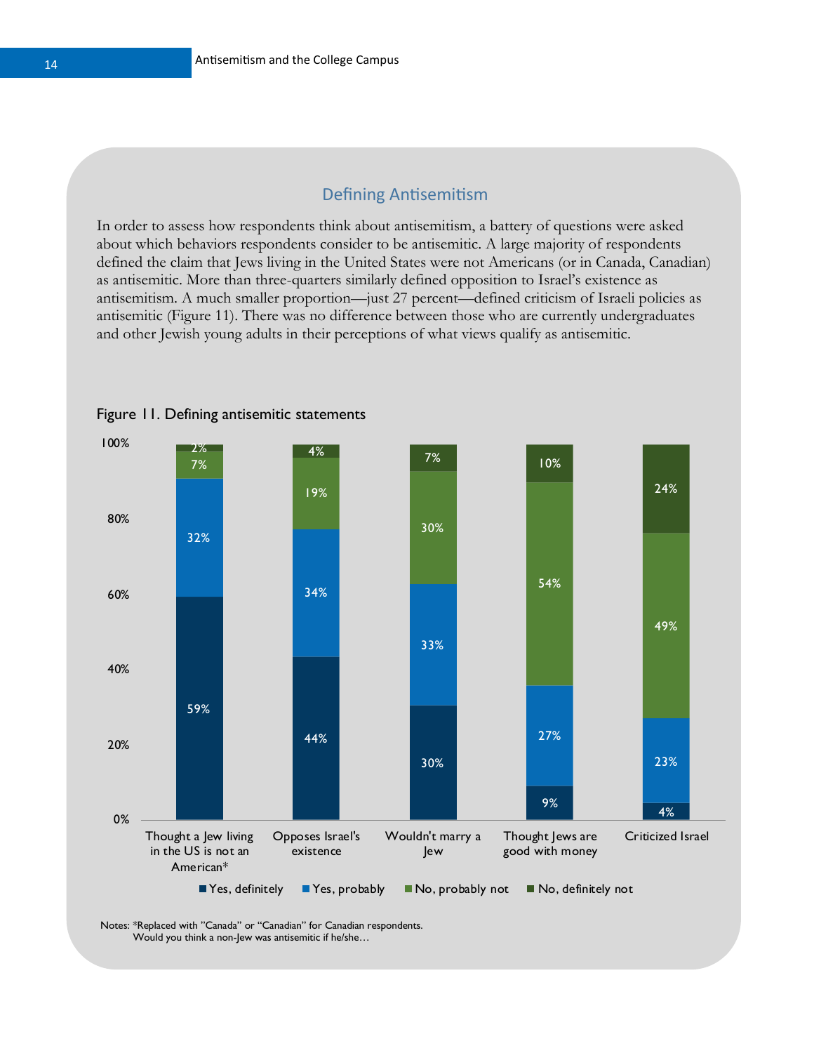## Defining Antisemitism

In order to assess how respondents think about antisemitism, a battery of questions were asked about which behaviors respondents consider to be antisemitic. A large majority of respondents defined the claim that Jews living in the United States were not Americans (or in Canada, Canadian) as antisemitic. More than three-quarters similarly defined opposition to Israel's existence as antisemitism. A much smaller proportion—just 27 percent—defined criticism of Israeli policies as antisemitic (Figure 11). There was no difference between those who are currently undergraduates and other Jewish young adults in their perceptions of what views qualify as antisemitic.

Figure 11. Defining antisemitic statements

| | Yes, definitely | Yes, probably | No, probably not | No, definitely not |
|---|---|---|---|---|
| Thought a Jew living in the US is not an American* | 59% | 32% | 7% | 2% |
| Opposes Israel's existence | 44% | 34% | 19% | 4% |
| Wouldn't marry a Jew | 30% | 33% | 30% | 7% |
| Thought Jews are good with money | 9% | 27% | 54% | 10% |
| Criticized Israel | 4% | 23% | 49% | 24% |

Notes: *Replaced with "Canada" or "Canadian" for Canadian respondents.
Would you think a non-Jew was antisemitic if he/she…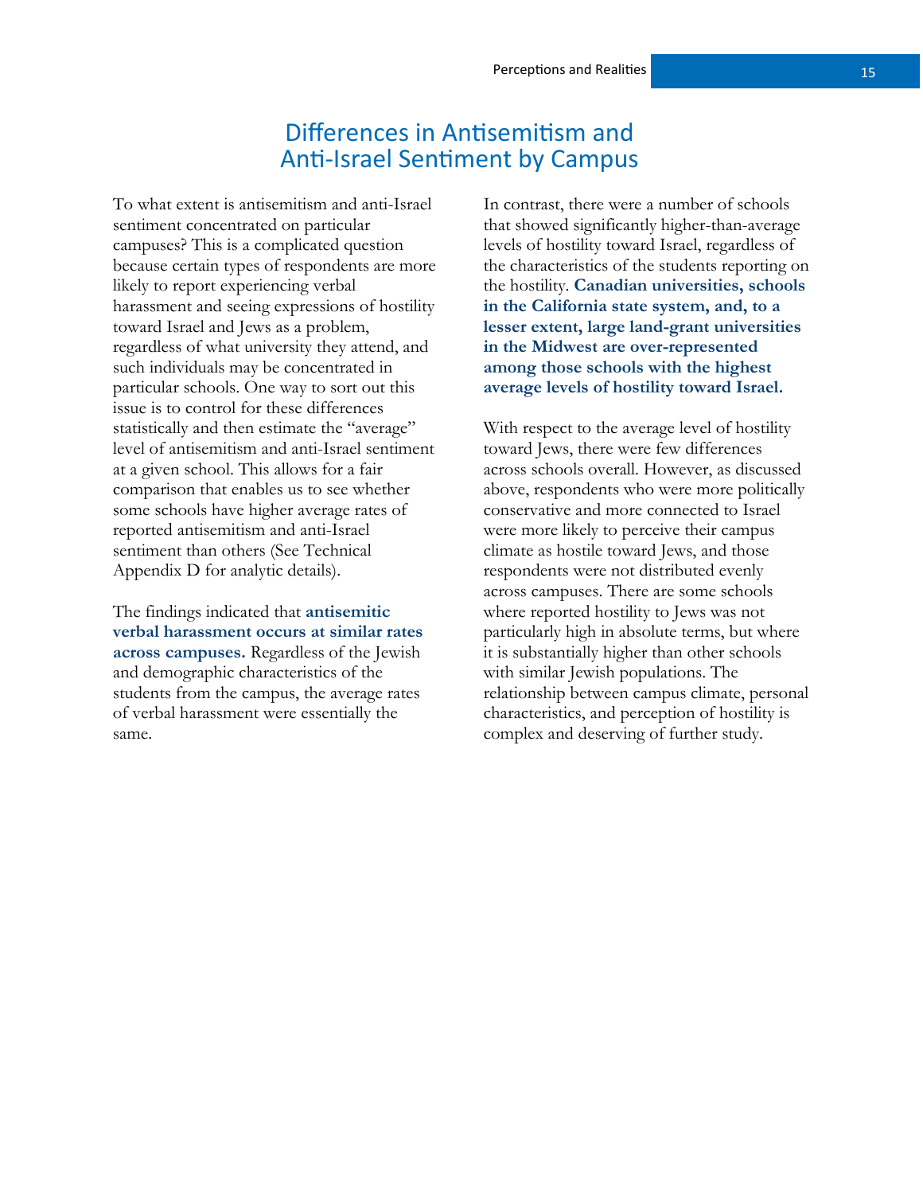# Differences in Antisemitism and Anti-Israel Sentiment by Campus

To what extent is antisemitism and anti-Israel sentiment concentrated on particular campuses? This is a complicated question because certain types of respondents are more likely to report experiencing verbal harassment and seeing expressions of hostility toward Israel and Jews as a problem, regardless of what university they attend, and such individuals may be concentrated in particular schools. One way to sort out this issue is to control for these differences statistically and then estimate the "average" level of antisemitism and anti-Israel sentiment at a given school. This allows for a fair comparison that enables us to see whether some schools have higher average rates of reported antisemitism and anti-Israel sentiment than others (See Technical Appendix D for analytic details).

The findings indicated that **antisemitic verbal harassment occurs at similar rates across campuses.** Regardless of the Jewish and demographic characteristics of the students from the campus, the average rates of verbal harassment were essentially the same.

In contrast, there were a number of schools that showed significantly higher-than-average levels of hostility toward Israel, regardless of the characteristics of the students reporting on the hostility. **Canadian universities, schools in the California state system, and, to a lesser extent, large land-grant universities in the Midwest are over-represented among those schools with the highest average levels of hostility toward Israel.**

With respect to the average level of hostility toward Jews, there were few differences across schools overall. However, as discussed above, respondents who were more politically conservative and more connected to Israel were more likely to perceive their campus climate as hostile toward Jews, and those respondents were not distributed evenly across campuses. There are some schools where reported hostility to Jews was not particularly high in absolute terms, but where it is substantially higher than other schools with similar Jewish populations. The relationship between campus climate, personal characteristics, and perception of hostility is complex and deserving of further study.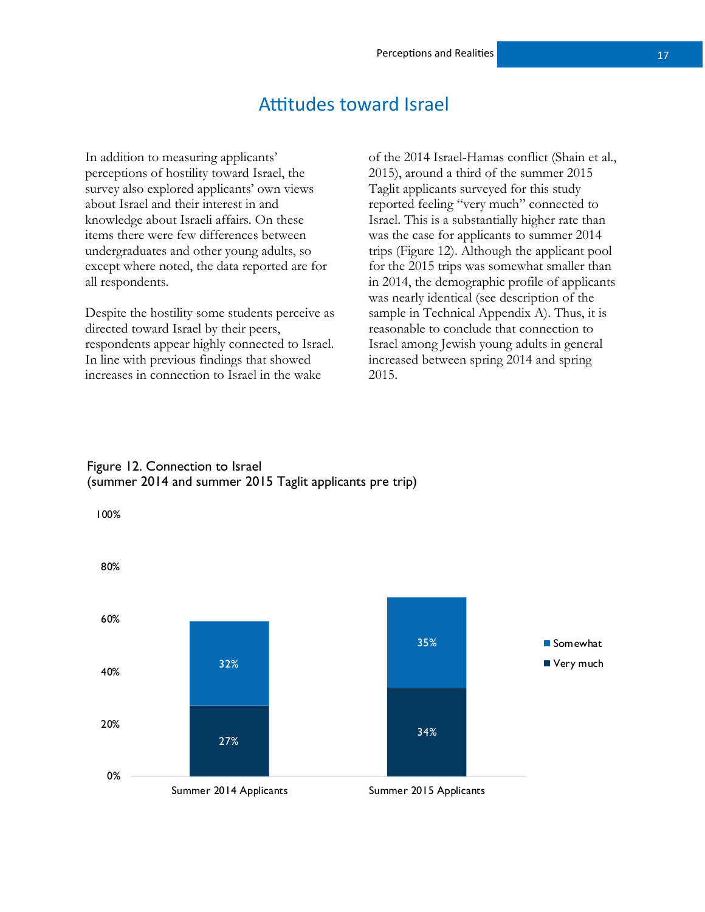## Attitudes toward Israel

In addition to measuring applicants' perceptions of hostility toward Israel, the survey also explored applicants' own views about Israel and their interest in and knowledge about Israeli affairs. On these items there were few differences between undergraduates and other young adults, so except where noted, the data reported are for all respondents.

Despite the hostility some students perceive as directed toward Israel by their peers, respondents appear highly connected to Israel. In line with previous findings that showed increases in connection to Israel in the wake of the 2014 Israel-Hamas conflict (Shain et al., 2015), around a third of the summer 2015 Taglit applicants surveyed for this study reported feeling "very much" connected to Israel. This is a substantially higher rate than was the case for applicants to summer 2014 trips (Figure 12). Although the applicant pool for the 2015 trips was somewhat smaller than in 2014, the demographic profile of applicants was nearly identical (see description of the sample in Technical Appendix A). Thus, it is reasonable to conclude that connection to Israel among Jewish young adults in general increased between spring 2014 and spring 2015.

Figure 12. Connection to Israel
(summer 2014 and summer 2015 Taglit applicants pre trip)

| | Very much | Somewhat |
|---|---|---|
| Summer 2014 Applicants | 27% | 32% |
| Summer 2015 Applicants | 34% | 35% |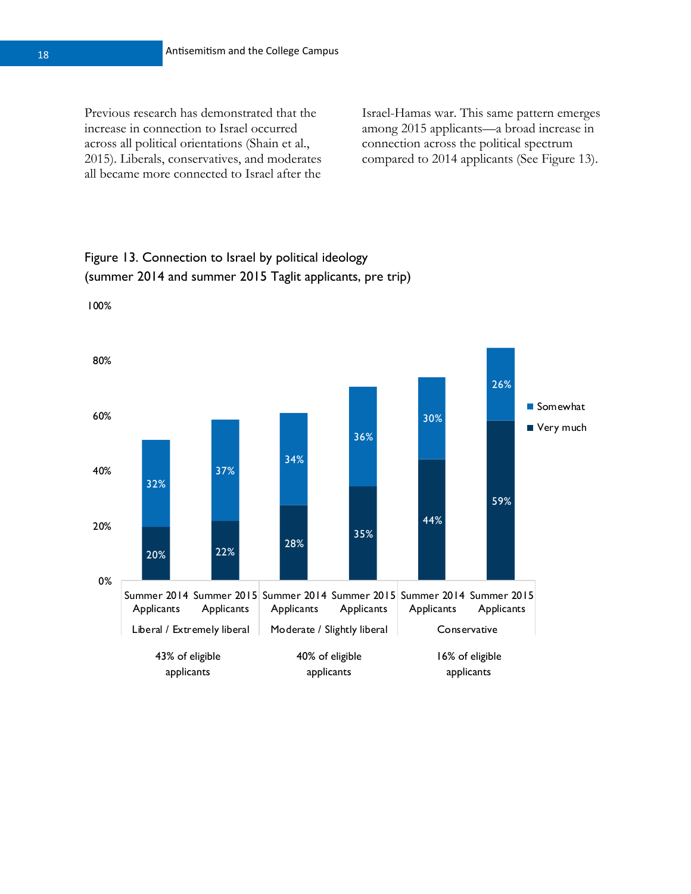Previous research has demonstrated that the increase in connection to Israel occurred across all political orientations (Shain et al., 2015). Liberals, conservatives, and moderates all became more connected to Israel after the Israel-Hamas war. This same pattern emerges among 2015 applicants—a broad increase in connection across the political spectrum compared to 2014 applicants (See Figure 13).

Figure 13. Connection to Israel by political ideology (summer 2014 and summer 2015 Taglit applicants, pre trip)

| Political ideology | Applicants | Very much | Somewhat |
|---|---|---|---|
| Liberal / Extremely liberal (43% of eligible applicants) | Summer 2014 Applicants | 20% | 32% |
| | Summer 2015 Applicants | 22% | 37% |
| Moderate / Slightly liberal (40% of eligible applicants) | Summer 2014 Applicants | 28% | 34% |
| | Summer 2015 Applicants | 35% | 36% |
| Conservative (16% of eligible applicants) | Summer 2014 Applicants | 44% | 30% |
| | Summer 2015 Applicants | 59% | 26% |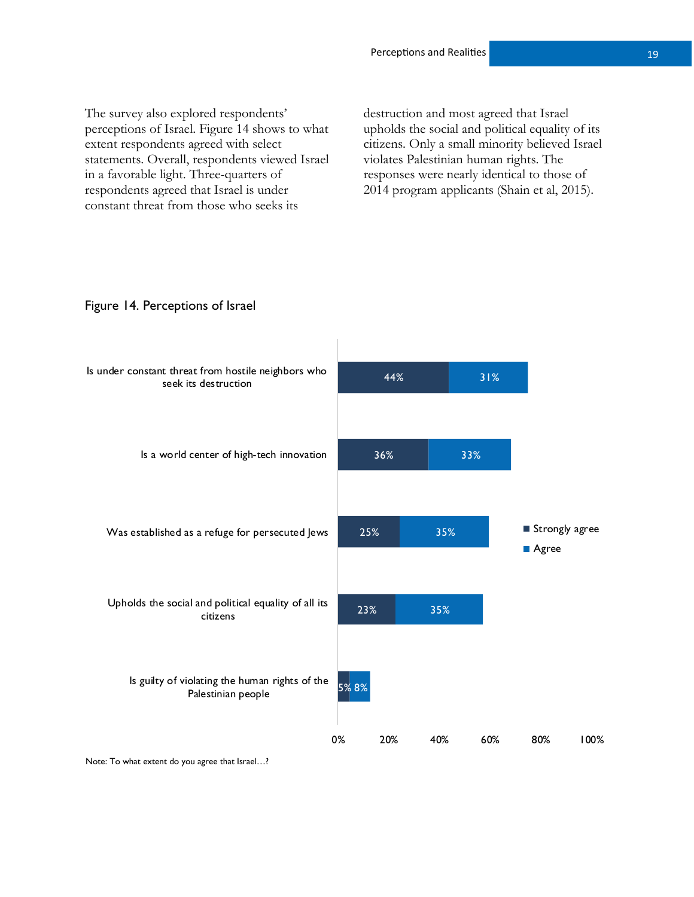The survey also explored respondents' perceptions of Israel. Figure 14 shows to what extent respondents agreed with select statements. Overall, respondents viewed Israel in a favorable light. Three-quarters of respondents agreed that Israel is under constant threat from those who seeks its destruction and most agreed that Israel upholds the social and political equality of its citizens. Only a small minority believed Israel violates Palestinian human rights. The responses were nearly identical to those of 2014 program applicants (Shain et al, 2015).

Figure 14. Perceptions of Israel

| Statement | Strongly agree | Agree |
|---|---|---|
| Is under constant threat from hostile neighbors who seek its destruction | 44% | 31% |
| Is a world center of high-tech innovation | 36% | 33% |
| Was established as a refuge for persecuted Jews | 25% | 35% |
| Upholds the social and political equality of all its citizens | 23% | 35% |
| Is guilty of violating the human rights of the Palestinian people | 5% | 8% |

Note: To what extent do you agree that Israel…?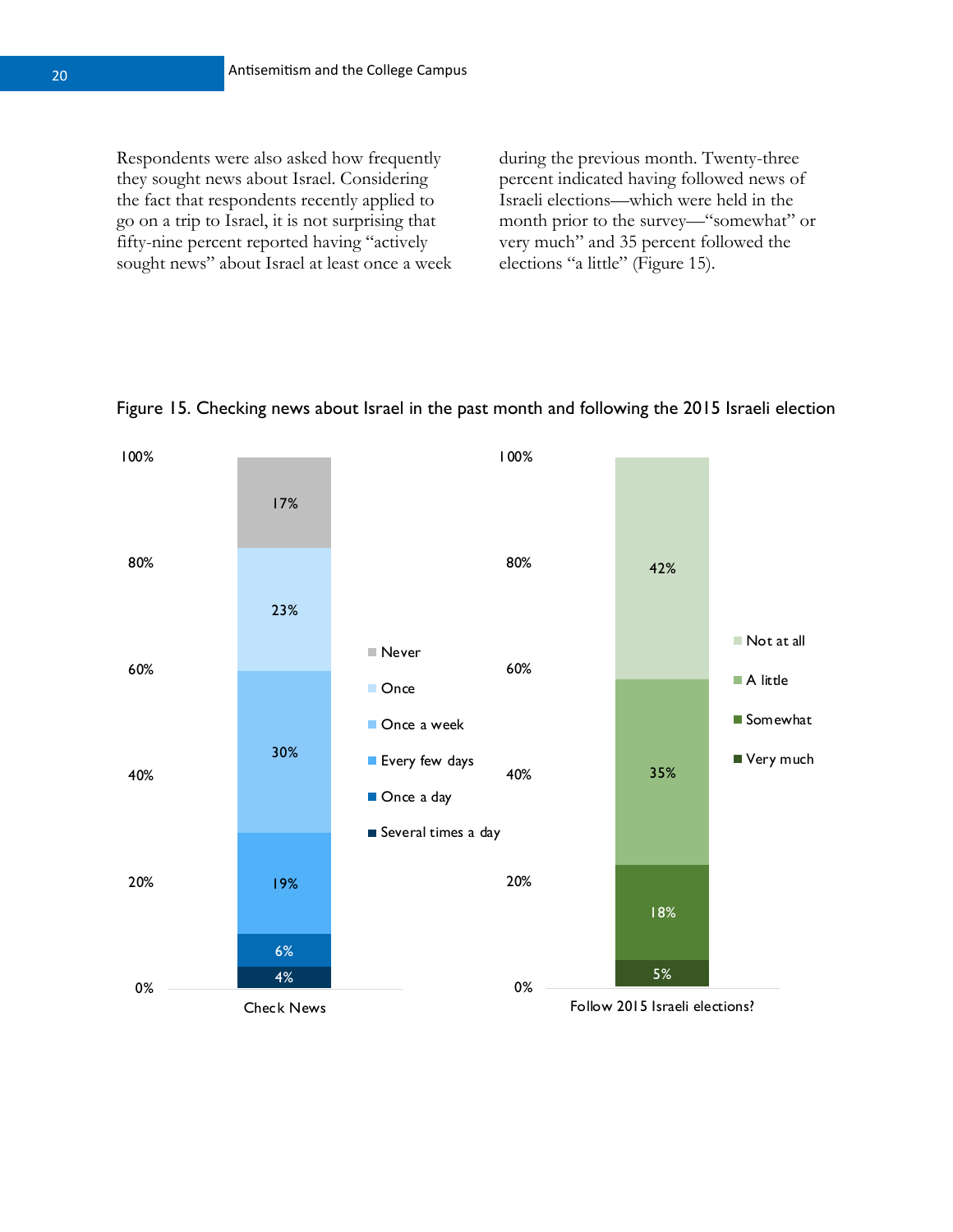Respondents were also asked how frequently they sought news about Israel. Considering the fact that respondents recently applied to go on a trip to Israel, it is not surprising that fifty-nine percent reported having "actively sought news" about Israel at least once a week during the previous month. Twenty-three percent indicated having followed news of Israeli elections—which were held in the month prior to the survey—"somewhat" or very much" and 35 percent followed the elections "a little" (Figure 15).

Figure 15. Checking news about Israel in the past month and following the 2015 Israeli election

| Check News | |
|---|---|
| Never | 17% |
| Once | 23% |
| Once a week | 30% |
| Every few days | 19% |
| Once a day | 6% |
| Several times a day | 4% |

| Follow 2015 Israeli elections? | |
|---|---|
| Not at all | 42% |
| A little | 35% |
| Somewhat | 18% |
| Very much | 5% |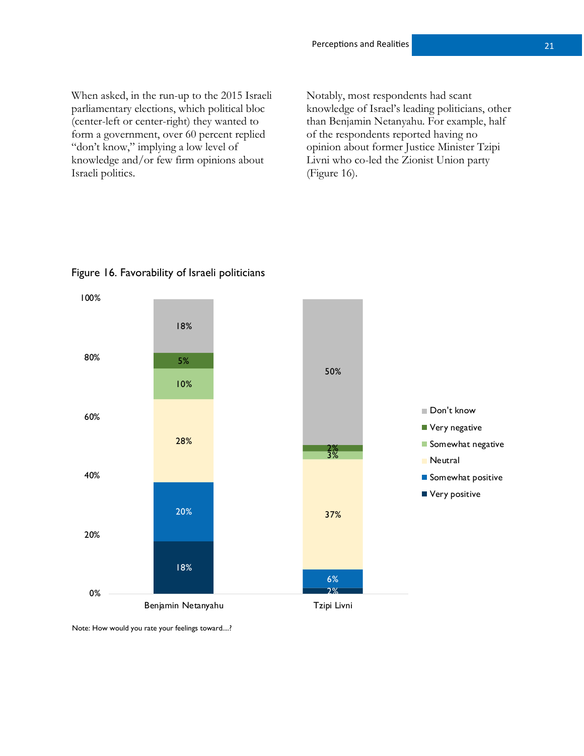When asked, in the run-up to the 2015 Israeli parliamentary elections, which political bloc (center-left or center-right) they wanted to form a government, over 60 percent replied "don't know," implying a low level of knowledge and/or few firm opinions about Israeli politics.

Notably, most respondents had scant knowledge of Israel's leading politicians, other than Benjamin Netanyahu. For example, half of the respondents reported having no opinion about former Justice Minister Tzipi Livni who co-led the Zionist Union party (Figure 16).

Figure 16. Favorability of Israeli politicians

| | Benjamin Netanyahu | Tzipi Livni |
|---|---|---|
| Very positive | 18% | 2% |
| Somewhat positive | 20% | 6% |
| Neutral | 28% | 37% |
| Somewhat negative | 10% | 3% |
| Very negative | 5% | 2% |
| Don't know | 18% | 50% |

Note: How would you rate your feelings toward....?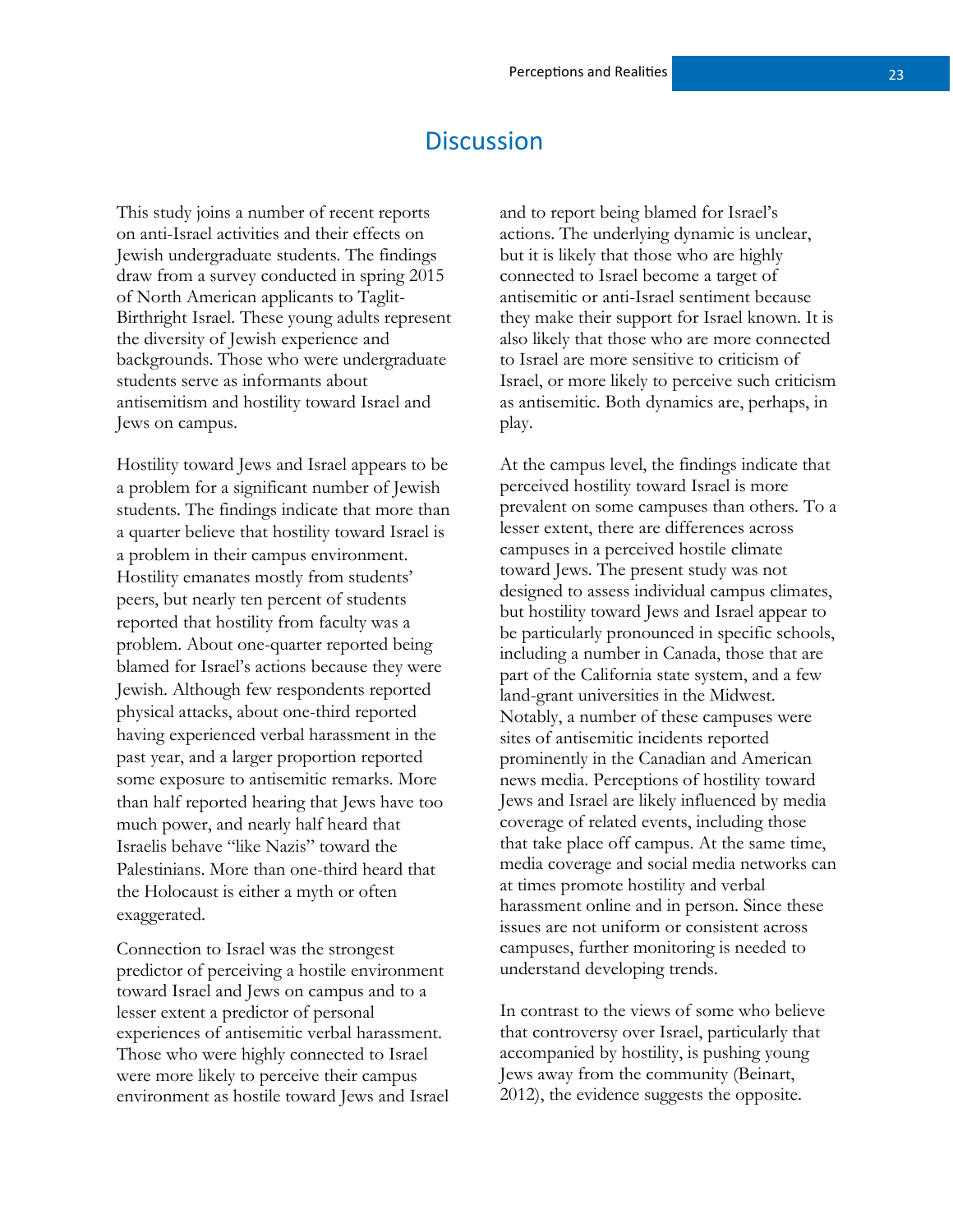## Discussion

This study joins a number of recent reports on anti-Israel activities and their effects on Jewish undergraduate students. The findings draw from a survey conducted in spring 2015 of North American applicants to Taglit-Birthright Israel. These young adults represent the diversity of Jewish experience and backgrounds. Those who were undergraduate students serve as informants about antisemitism and hostility toward Israel and Jews on campus.

Hostility toward Jews and Israel appears to be a problem for a significant number of Jewish students. The findings indicate that more than a quarter believe that hostility toward Israel is a problem in their campus environment. Hostility emanates mostly from students' peers, but nearly ten percent of students reported that hostility from faculty was a problem. About one-quarter reported being blamed for Israel's actions because they were Jewish. Although few respondents reported physical attacks, about one-third reported having experienced verbal harassment in the past year, and a larger proportion reported some exposure to antisemitic remarks. More than half reported hearing that Jews have too much power, and nearly half heard that Israelis behave "like Nazis" toward the Palestinians. More than one-third heard that the Holocaust is either a myth or often exaggerated.

Connection to Israel was the strongest predictor of perceiving a hostile environment toward Israel and Jews on campus and to a lesser extent a predictor of personal experiences of antisemitic verbal harassment. Those who were highly connected to Israel were more likely to perceive their campus environment as hostile toward Jews and Israel and to report being blamed for Israel's actions. The underlying dynamic is unclear, but it is likely that those who are highly connected to Israel become a target of antisemitic or anti-Israel sentiment because they make their support for Israel known. It is also likely that those who are more connected to Israel are more sensitive to criticism of Israel, or more likely to perceive such criticism as antisemitic. Both dynamics are, perhaps, in play.

At the campus level, the findings indicate that perceived hostility toward Israel is more prevalent on some campuses than others. To a lesser extent, there are differences across campuses in a perceived hostile climate toward Jews. The present study was not designed to assess individual campus climates, but hostility toward Jews and Israel appear to be particularly pronounced in specific schools, including a number in Canada, those that are part of the California state system, and a few land-grant universities in the Midwest. Notably, a number of these campuses were sites of antisemitic incidents reported prominently in the Canadian and American news media. Perceptions of hostility toward Jews and Israel are likely influenced by media coverage of related events, including those that take place off campus. At the same time, media coverage and social media networks can at times promote hostility and verbal harassment online and in person. Since these issues are not uniform or consistent across campuses, further monitoring is needed to understand developing trends.

In contrast to the views of some who believe that controversy over Israel, particularly that accompanied by hostility, is pushing young Jews away from the community (Beinart, 2012), the evidence suggests the opposite.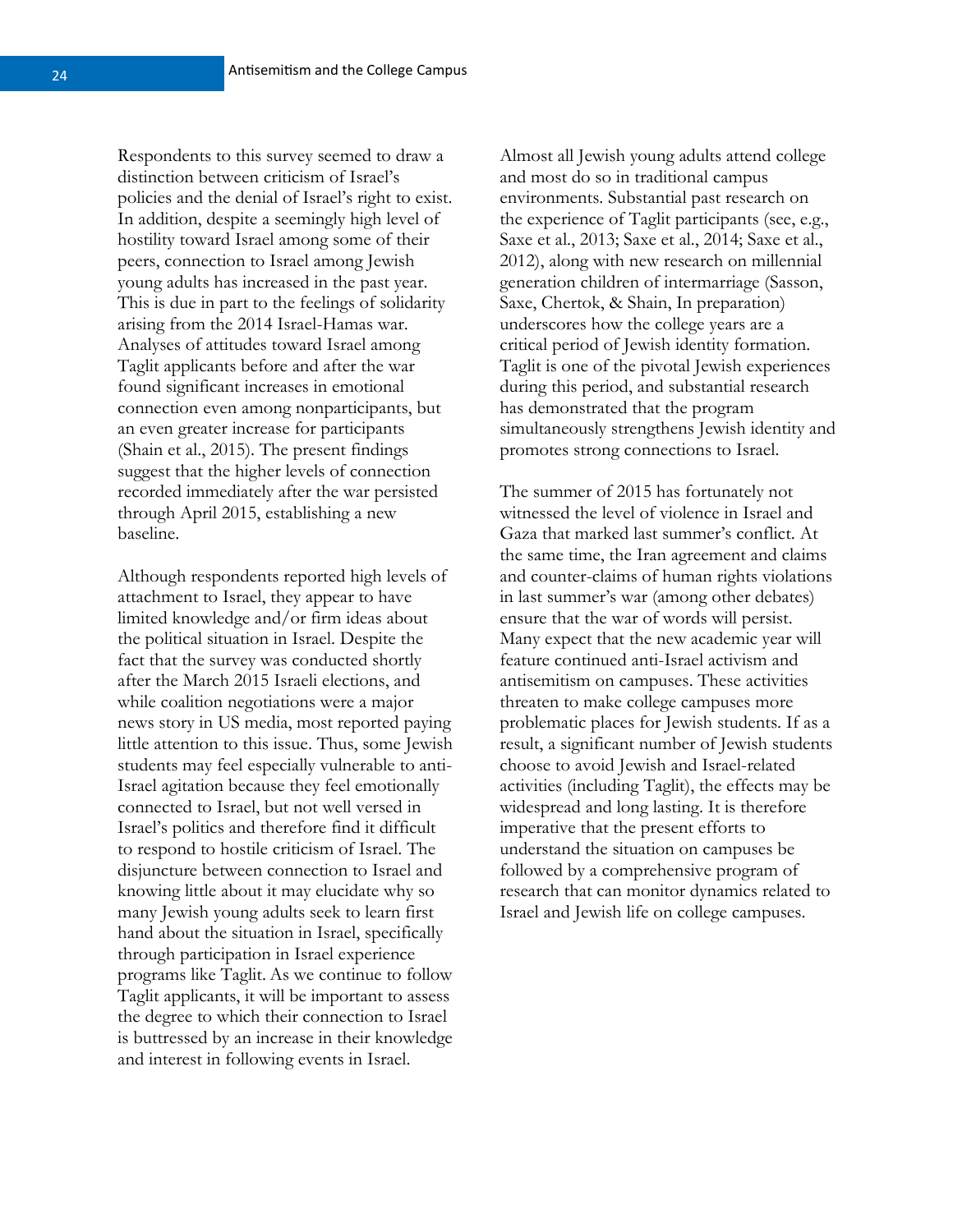Respondents to this survey seemed to draw a distinction between criticism of Israel's policies and the denial of Israel's right to exist. In addition, despite a seemingly high level of hostility toward Israel among some of their peers, connection to Israel among Jewish young adults has increased in the past year. This is due in part to the feelings of solidarity arising from the 2014 Israel-Hamas war. Analyses of attitudes toward Israel among Taglit applicants before and after the war found significant increases in emotional connection even among nonparticipants, but an even greater increase for participants (Shain et al., 2015). The present findings suggest that the higher levels of connection recorded immediately after the war persisted through April 2015, establishing a new baseline.

Although respondents reported high levels of attachment to Israel, they appear to have limited knowledge and/or firm ideas about the political situation in Israel. Despite the fact that the survey was conducted shortly after the March 2015 Israeli elections, and while coalition negotiations were a major news story in US media, most reported paying little attention to this issue. Thus, some Jewish students may feel especially vulnerable to anti-Israel agitation because they feel emotionally connected to Israel, but not well versed in Israel's politics and therefore find it difficult to respond to hostile criticism of Israel. The disjuncture between connection to Israel and knowing little about it may elucidate why so many Jewish young adults seek to learn first hand about the situation in Israel, specifically through participation in Israel experience programs like Taglit. As we continue to follow Taglit applicants, it will be important to assess the degree to which their connection to Israel is buttressed by an increase in their knowledge and interest in following events in Israel.

Almost all Jewish young adults attend college and most do so in traditional campus environments. Substantial past research on the experience of Taglit participants (see, e.g., Saxe et al., 2013; Saxe et al., 2014; Saxe et al., 2012), along with new research on millennial generation children of intermarriage (Sasson, Saxe, Chertok, & Shain, In preparation) underscores how the college years are a critical period of Jewish identity formation. Taglit is one of the pivotal Jewish experiences during this period, and substantial research has demonstrated that the program simultaneously strengthens Jewish identity and promotes strong connections to Israel.

The summer of 2015 has fortunately not witnessed the level of violence in Israel and Gaza that marked last summer's conflict. At the same time, the Iran agreement and claims and counter-claims of human rights violations in last summer's war (among other debates) ensure that the war of words will persist. Many expect that the new academic year will feature continued anti-Israel activism and antisemitism on campuses. These activities threaten to make college campuses more problematic places for Jewish students. If as a result, a significant number of Jewish students choose to avoid Jewish and Israel-related activities (including Taglit), the effects may be widespread and long lasting. It is therefore imperative that the present efforts to understand the situation on campuses be followed by a comprehensive program of research that can monitor dynamics related to Israel and Jewish life on college campuses.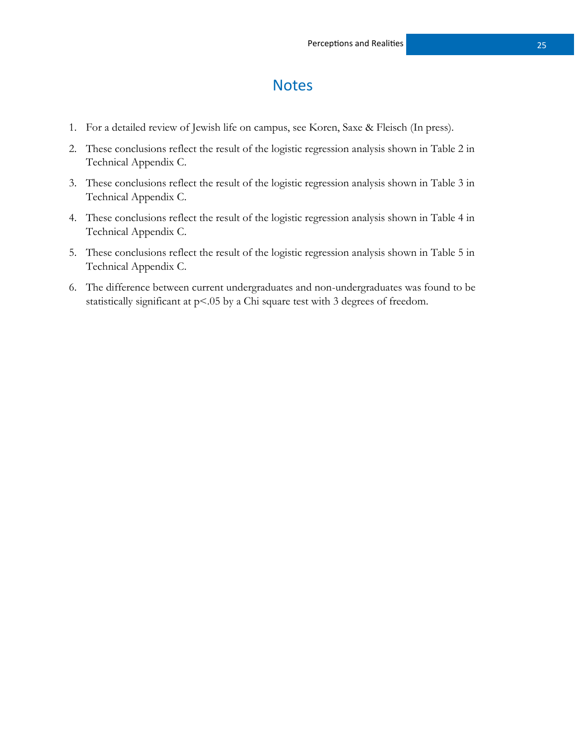# Notes

1. For a detailed review of Jewish life on campus, see Koren, Saxe & Fleisch (In press).
2. These conclusions reflect the result of the logistic regression analysis shown in Table 2 in Technical Appendix C.
3. These conclusions reflect the result of the logistic regression analysis shown in Table 3 in Technical Appendix C.
4. These conclusions reflect the result of the logistic regression analysis shown in Table 4 in Technical Appendix C.
5. These conclusions reflect the result of the logistic regression analysis shown in Table 5 in Technical Appendix C.
6. The difference between current undergraduates and non-undergraduates was found to be statistically significant at $p<.05$ by a Chi square test with 3 degrees of freedom.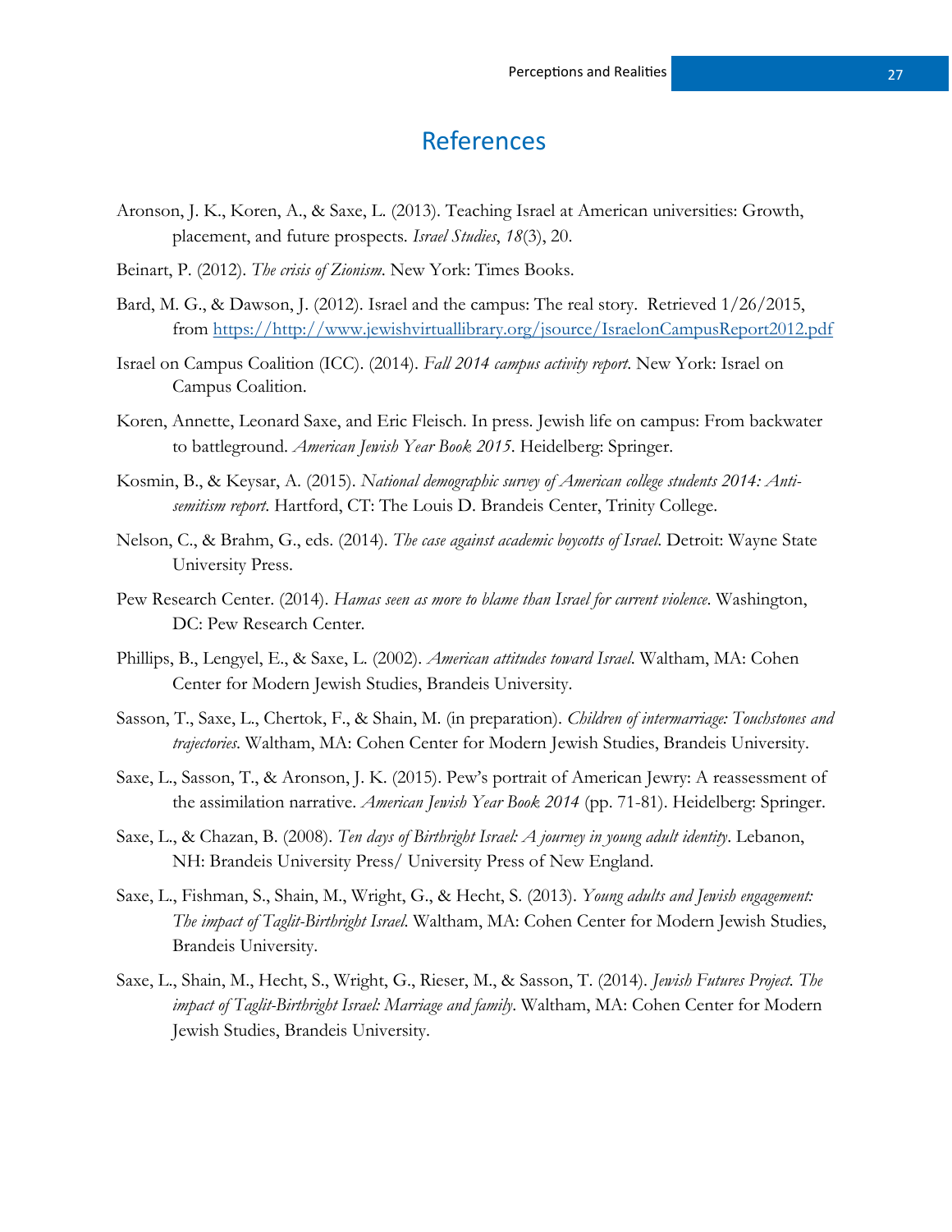# References

Aronson, J. K., Koren, A., & Saxe, L. (2013). Teaching Israel at American universities: Growth, placement, and future prospects. *Israel Studies*, *18*(3), 20.

Beinart, P. (2012). *The crisis of Zionism.* New York: Times Books.

Bard, M. G., & Dawson, J. (2012). Israel and the campus: The real story. Retrieved 1/26/2015, from [https://http://www.jewishvirtuallibrary.org/jsource/IsraelonCampusReport2012.pdf](https://http://www.jewishvirtuallibrary.org/jsource/IsraelonCampusReport2012.pdf)

Israel on Campus Coalition (ICC). (2014). *Fall 2014 campus activity report.* New York: Israel on Campus Coalition.

Koren, Annette, Leonard Saxe, and Eric Fleisch. In press. Jewish life on campus: From backwater to battleground. *American Jewish Year Book 2015*. Heidelberg: Springer.

Kosmin, B., & Keysar, A. (2015). *National demographic survey of American college students 2014: Anti-semitism report.* Hartford, CT: The Louis D. Brandeis Center, Trinity College.

Nelson, C., & Brahm, G., eds. (2014). *The case against academic boycotts of Israel.* Detroit: Wayne State University Press.

Pew Research Center. (2014). *Hamas seen as more to blame than Israel for current violence*. Washington, DC: Pew Research Center.

Phillips, B., Lengyel, E., & Saxe, L. (2002). *American attitudes toward Israel.* Waltham, MA: Cohen Center for Modern Jewish Studies, Brandeis University.

Sasson, T., Saxe, L., Chertok, F., & Shain, M. (in preparation). *Children of intermarriage: Touchstones and trajectories.* Waltham, MA: Cohen Center for Modern Jewish Studies, Brandeis University.

Saxe, L., Sasson, T., & Aronson, J. K. (2015). Pew's portrait of American Jewry: A reassessment of the assimilation narrative. *American Jewish Year Book 2014* (pp. 71-81). Heidelberg: Springer.

Saxe, L., & Chazan, B. (2008). *Ten days of Birthright Israel: A journey in young adult identity*. Lebanon, NH: Brandeis University Press/ University Press of New England.

Saxe, L., Fishman, S., Shain, M., Wright, G., & Hecht, S. (2013). *Young adults and Jewish engagement: The impact of Taglit-Birthright Israel.* Waltham, MA: Cohen Center for Modern Jewish Studies, Brandeis University.

Saxe, L., Shain, M., Hecht, S., Wright, G., Rieser, M., & Sasson, T. (2014). *Jewish Futures Project. The impact of Taglit-Birthright Israel: Marriage and family*. Waltham, MA: Cohen Center for Modern Jewish Studies, Brandeis University.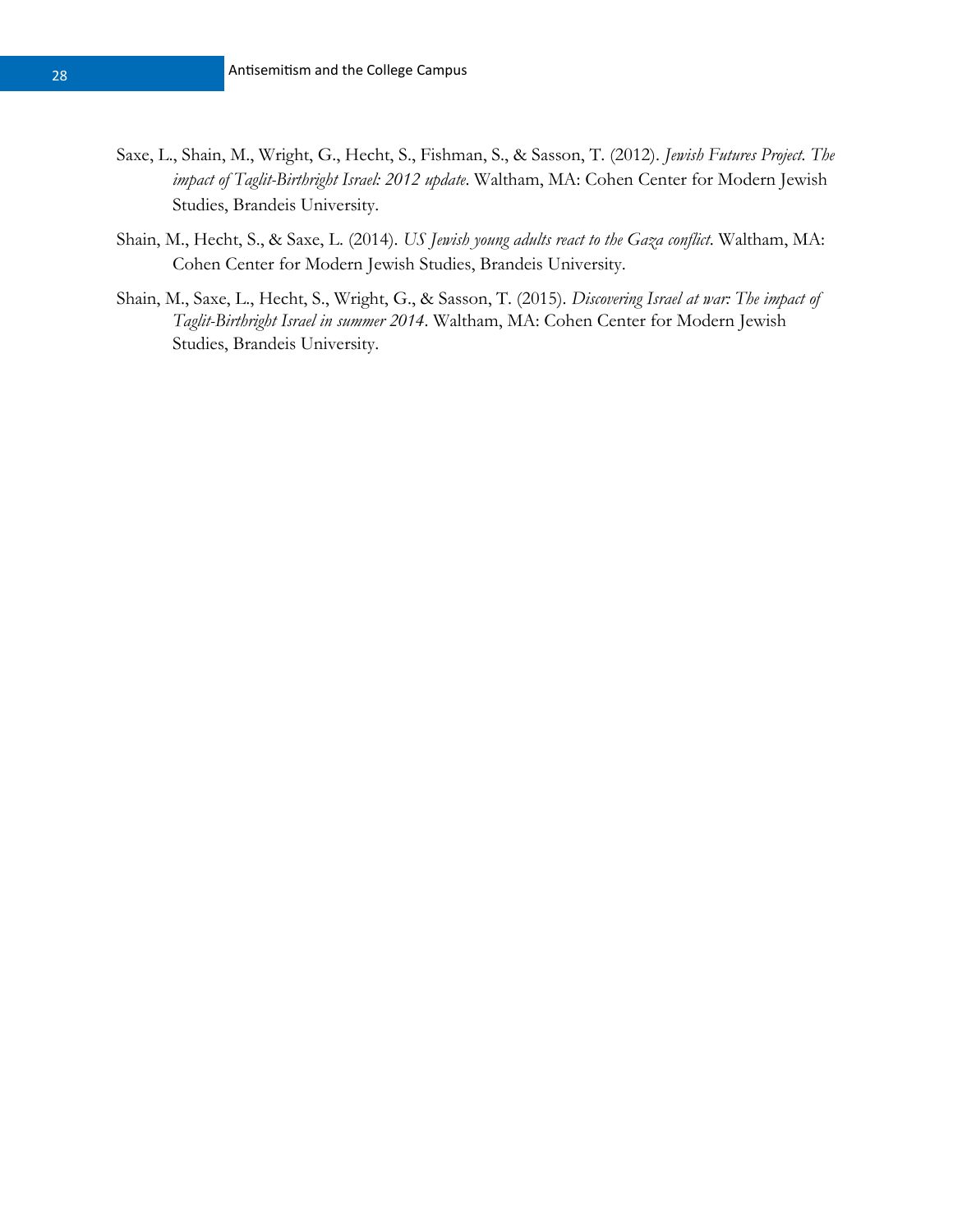Saxe, L., Shain, M., Wright, G., Hecht, S., Fishman, S., & Sasson, T. (2012). *Jewish Futures Project. The impact of Taglit-Birthright Israel: 2012 update*. Waltham, MA: Cohen Center for Modern Jewish Studies, Brandeis University.

Shain, M., Hecht, S., & Saxe, L. (2014). *US Jewish young adults react to the Gaza conflict*. Waltham, MA: Cohen Center for Modern Jewish Studies, Brandeis University.

Shain, M., Saxe, L., Hecht, S., Wright, G., & Sasson, T. (2015). *Discovering Israel at war: The impact of Taglit-Birthright Israel in summer 2014*. Waltham, MA: Cohen Center for Modern Jewish Studies, Brandeis University.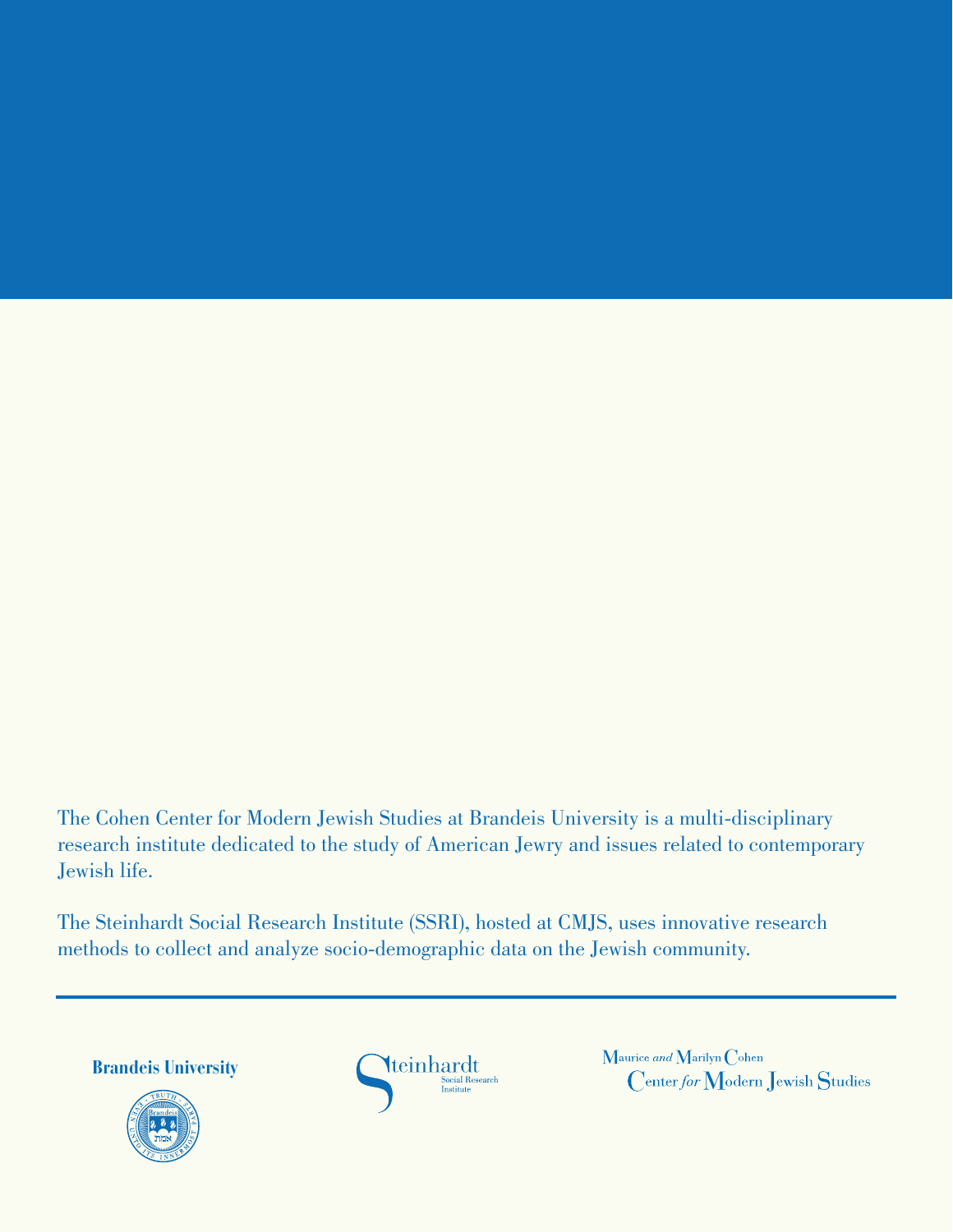The Cohen Center for Modern Jewish Studies at Brandeis University is a multi-disciplinary research institute dedicated to the study of American Jewry and issues related to contemporary Jewish life.

The Steinhardt Social Research Institute (SSRI), hosted at CMJS, uses innovative research methods to collect and analyze socio-demographic data on the Jewish community.

---

**Brandeis University**

Steinhardt Social Research Institute

Maurice *and* Marilyn Cohen Center *for* Modern Jewish Studies